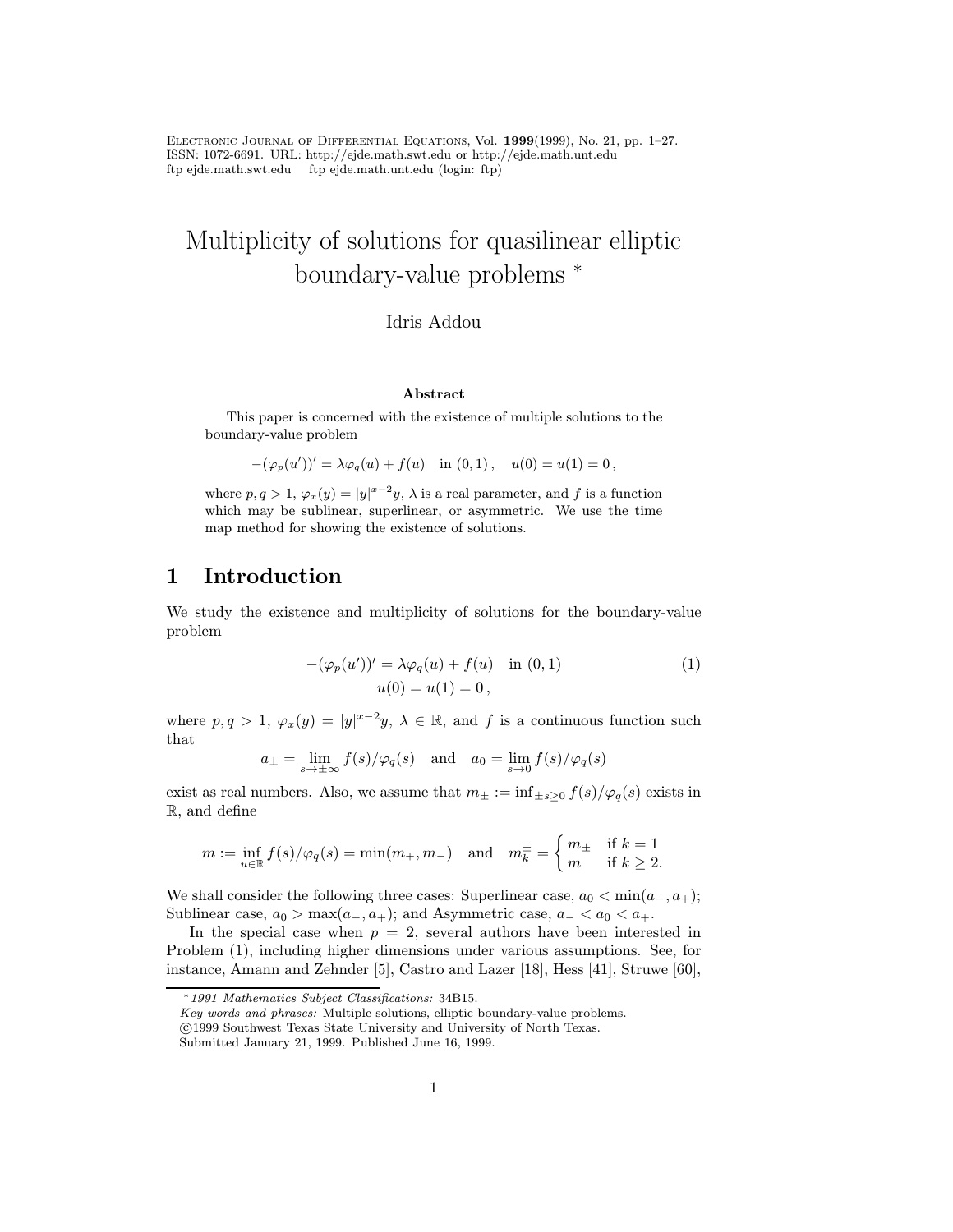Electronic Journal of Differential Equations, Vol. **1999**(1999), No. 21, pp. 1–27.
ISSN: 1072-6691. URL: http://ejde.math.swt.edu or http://ejde.math.unt.edu
ftp ejde.math.swt.edu ftp ejde.math.unt.edu (login: ftp)

# Multiplicity of solutions for quasilinear elliptic boundary-value problems *

Idris Addou

### Abstract

This paper is concerned with the existence of multiple solutions to the boundary-value problem

$$-(\varphi_p(u'))' = \lambda\varphi_q(u) + f(u) \quad \text{in } (0,1)\,, \quad u(0) = u(1) = 0\,,$$

where $p, q > 1$, $\varphi_x(y) = |y|^{x-2}y$, $\lambda$ is a real parameter, and $f$ is a function which may be sublinear, superlinear, or asymmetric. We use the time map method for showing the existence of solutions.

## 1 Introduction

We study the existence and multiplicity of solutions for the boundary-value problem

$$\begin{aligned} -(\varphi_p(u'))' &= \lambda\varphi_q(u) + f(u) \quad \text{in } (0,1) \\ u(0) &= u(1) = 0\,, \end{aligned} \tag{1}$$

where $p, q > 1$, $\varphi_x(y) = |y|^{x-2}y$, $\lambda \in \mathbb{R}$, and $f$ is a continuous function such that

$$a_\pm = \lim_{s\to\pm\infty} f(s)/\varphi_q(s) \quad \text{and} \quad a_0 = \lim_{s\to 0} f(s)/\varphi_q(s)$$

exist as real numbers. Also, we assume that $m_\pm := \inf_{\pm s\geq 0} f(s)/\varphi_q(s)$ exists in $\mathbb{R}$, and define

$$m := \inf_{u\in\mathbb{R}} f(s)/\varphi_q(s) = \min(m_+, m_-) \quad \text{and} \quad m_k^\pm = \begin{cases} m_\pm & \text{if } k = 1 \\ m & \text{if } k \geq 2. \end{cases}$$

We shall consider the following three cases: Superlinear case, $a_0 < \min(a_-, a_+)$; Sublinear case, $a_0 > \max(a_-, a_+)$; and Asymmetric case, $a_- < a_0 < a_+$.

In the special case when $p = 2$, several authors have been interested in Problem (1), including higher dimensions under various assumptions. See, for instance, Amann and Zehnder [5], Castro and Lazer [18], Hess [41], Struwe [60],

---

*1991 Mathematics Subject Classifications:* 34B15.
*Key words and phrases:* Multiple solutions, elliptic boundary-value problems.
©1999 Southwest Texas State University and University of North Texas.
Submitted January 21, 1999. Published June 16, 1999.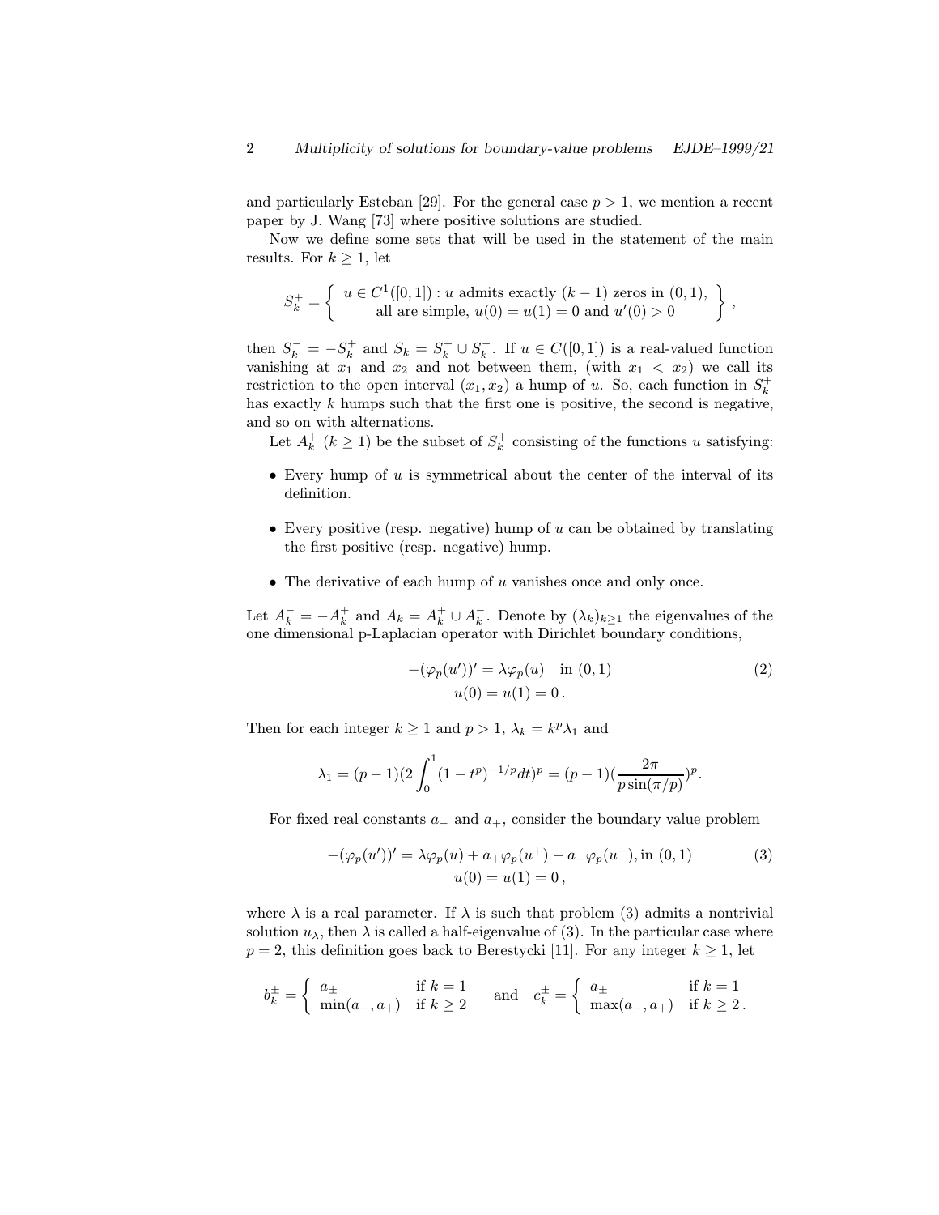and particularly Esteban [29]. For the general case $p > 1$, we mention a recent paper by J. Wang [73] where positive solutions are studied.

Now we define some sets that will be used in the statement of the main results. For $k \geq 1$, let

$$S_k^+ = \left\{ \begin{array}{c} u \in C^1([0,1]) : u \text{ admits exactly } (k-1) \text{ zeros in } (0,1), \\ \text{all are simple, } u(0) = u(1) = 0 \text{ and } u'(0) > 0 \end{array} \right\},$$

then $S_k^- = -S_k^+$ and $S_k = S_k^+ \cup S_k^-$. If $u \in C([0,1])$ is a real-valued function vanishing at $x_1$ and $x_2$ and not between them, (with $x_1 < x_2$) we call its restriction to the open interval $(x_1, x_2)$ a hump of $u$. So, each function in $S_k^+$ has exactly $k$ humps such that the first one is positive, the second is negative, and so on with alternations.

Let $A_k^+$ ($k \geq 1$) be the subset of $S_k^+$ consisting of the functions $u$ satisfying:

- Every hump of $u$ is symmetrical about the center of the interval of its definition.
- Every positive (resp. negative) hump of $u$ can be obtained by translating the first positive (resp. negative) hump.
- The derivative of each hump of $u$ vanishes once and only once.

Let $A_k^- = -A_k^+$ and $A_k = A_k^+ \cup A_k^-$. Denote by $(\lambda_k)_{k \geq 1}$ the eigenvalues of the one dimensional p-Laplacian operator with Dirichlet boundary conditions,

$$\begin{gathered} -(\varphi_p(u'))' = \lambda \varphi_p(u) \quad \text{in } (0,1) \\ u(0) = u(1) = 0 \,. \end{gathered} \tag{2}$$

Then for each integer $k \geq 1$ and $p > 1$, $\lambda_k = k^p \lambda_1$ and

$$\lambda_1 = (p-1)(2\int_0^1 (1-t^p)^{-1/p} dt)^p = (p-1)(\frac{2\pi}{p \sin(\pi/p)})^p.$$

For fixed real constants $a_-$ and $a_+$, consider the boundary value problem

$$\begin{gathered} -(\varphi_p(u'))' = \lambda \varphi_p(u) + a_+ \varphi_p(u^+) - a_- \varphi_p(u^-), \text{in } (0,1) \\ u(0) = u(1) = 0 \,, \end{gathered} \tag{3}$$

where $\lambda$ is a real parameter. If $\lambda$ is such that problem (3) admits a nontrivial solution $u_\lambda$, then $\lambda$ is called a half-eigenvalue of (3). In the particular case where $p = 2$, this definition goes back to Berestycki [11]. For any integer $k \geq 1$, let

$$b_k^\pm = \begin{cases} a_\pm & \text{if } k = 1 \\ \min(a_-, a_+) & \text{if } k \geq 2 \end{cases} \quad \text{and} \quad c_k^\pm = \begin{cases} a_\pm & \text{if } k = 1 \\ \max(a_-, a_+) & \text{if } k \geq 2 \,. \end{cases}$$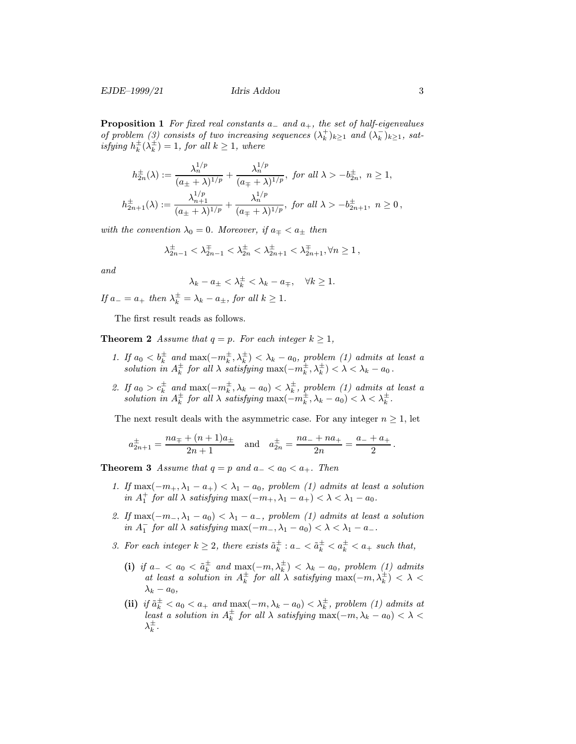**Proposition 1** *For fixed real constants $a_-$ and $a_+$, the set of half-eigenvalues of problem (3) consists of two increasing sequences $(\lambda_k^+)_{k\geq 1}$ and $(\lambda_k^-)_{k\geq 1}$, satisfying $h_k^\pm(\lambda_k^\pm) = 1$, for all $k \geq 1$, where*

$$
\begin{aligned}
h_{2n}^\pm(\lambda) &:= \frac{\lambda_n^{1/p}}{(a_\pm + \lambda)^{1/p}} + \frac{\lambda_n^{1/p}}{(a_\mp + \lambda)^{1/p}}, \text{ for all } \lambda > -b_{2n}^\pm,\ n \geq 1, \\
h_{2n+1}^\pm(\lambda) &:= \frac{\lambda_{n+1}^{1/p}}{(a_\pm + \lambda)^{1/p}} + \frac{\lambda_n^{1/p}}{(a_\mp + \lambda)^{1/p}}, \text{ for all } \lambda > -b_{2n+1}^\pm,\ n \geq 0\,,
\end{aligned}
$$

*with the convention $\lambda_0 = 0$. Moreover, if $a_\mp < a_\pm$ then*

$$
\lambda_{2n-1}^\pm < \lambda_{2n-1}^\mp < \lambda_{2n}^\pm < \lambda_{2n+1}^\pm < \lambda_{2n+1}^\mp, \forall n \geq 1\,,
$$

*and*

$$
\lambda_k - a_\pm < \lambda_k^\pm < \lambda_k - a_\mp, \quad \forall k \geq 1.
$$

*If $a_- = a_+$ then $\lambda_k^\pm = \lambda_k - a_\pm$, for all $k \geq 1$.*

The first result reads as follows.

**Theorem 2** *Assume that $q = p$. For each integer $k \geq 1$,*

1. *If $a_0 < b_k^\pm$ and $\max(-m_k^\pm, \lambda_k^\pm) < \lambda_k - a_0$, problem (1) admits at least a solution in $A_k^\pm$ for all $\lambda$ satisfying $\max(-m_k^\pm, \lambda_k^\pm) < \lambda < \lambda_k - a_0$.*
2. *If $a_0 > c_k^\pm$ and $\max(-m_k^\pm, \lambda_k - a_0) < \lambda_k^\pm$, problem (1) admits at least a solution in $A_k^\pm$ for all $\lambda$ satisfying $\max(-m_k^\pm, \lambda_k - a_0) < \lambda < \lambda_k^\pm$.*

The next result deals with the asymmetric case. For any integer $n \geq 1$, let

$$
a_{2n+1}^\pm = \frac{na_\mp + (n+1)a_\pm}{2n+1} \quad \text{and} \quad a_{2n}^\pm = \frac{na_- + na_+}{2n} = \frac{a_- + a_+}{2}\,.
$$

**Theorem 3** *Assume that $q = p$ and $a_- < a_0 < a_+$. Then*

1. *If $\max(-m_+, \lambda_1 - a_+) < \lambda_1 - a_0$, problem (1) admits at least a solution in $A_1^+$ for all $\lambda$ satisfying $\max(-m_+, \lambda_1 - a_+) < \lambda < \lambda_1 - a_0$.*
2. *If $\max(-m_-, \lambda_1 - a_0) < \lambda_1 - a_-$, problem (1) admits at least a solution in $A_1^-$ for all $\lambda$ satisfying $\max(-m_-, \lambda_1 - a_0) < \lambda < \lambda_1 - a_-$.*
3. *For each integer $k \geq 2$, there exists $\tilde{a}_k^\pm : a_- < \tilde{a}_k^\pm < a_k^\pm < a_+$ such that,*
   - **(i)** *if $a_- < a_0 < \tilde{a}_k^\pm$ and $\max(-m, \lambda_k^\pm) < \lambda_k - a_0$, problem (1) admits at least a solution in $A_k^\pm$ for all $\lambda$ satisfying $\max(-m, \lambda_k^\pm) < \lambda < \lambda_k - a_0$,*
   - **(ii)** *if $\tilde{a}_k^\pm < a_0 < a_+$ and $\max(-m, \lambda_k - a_0) < \lambda_k^\pm$, problem (1) admits at least a solution in $A_k^\pm$ for all $\lambda$ satisfying $\max(-m, \lambda_k - a_0) < \lambda < \lambda_k^\pm$.*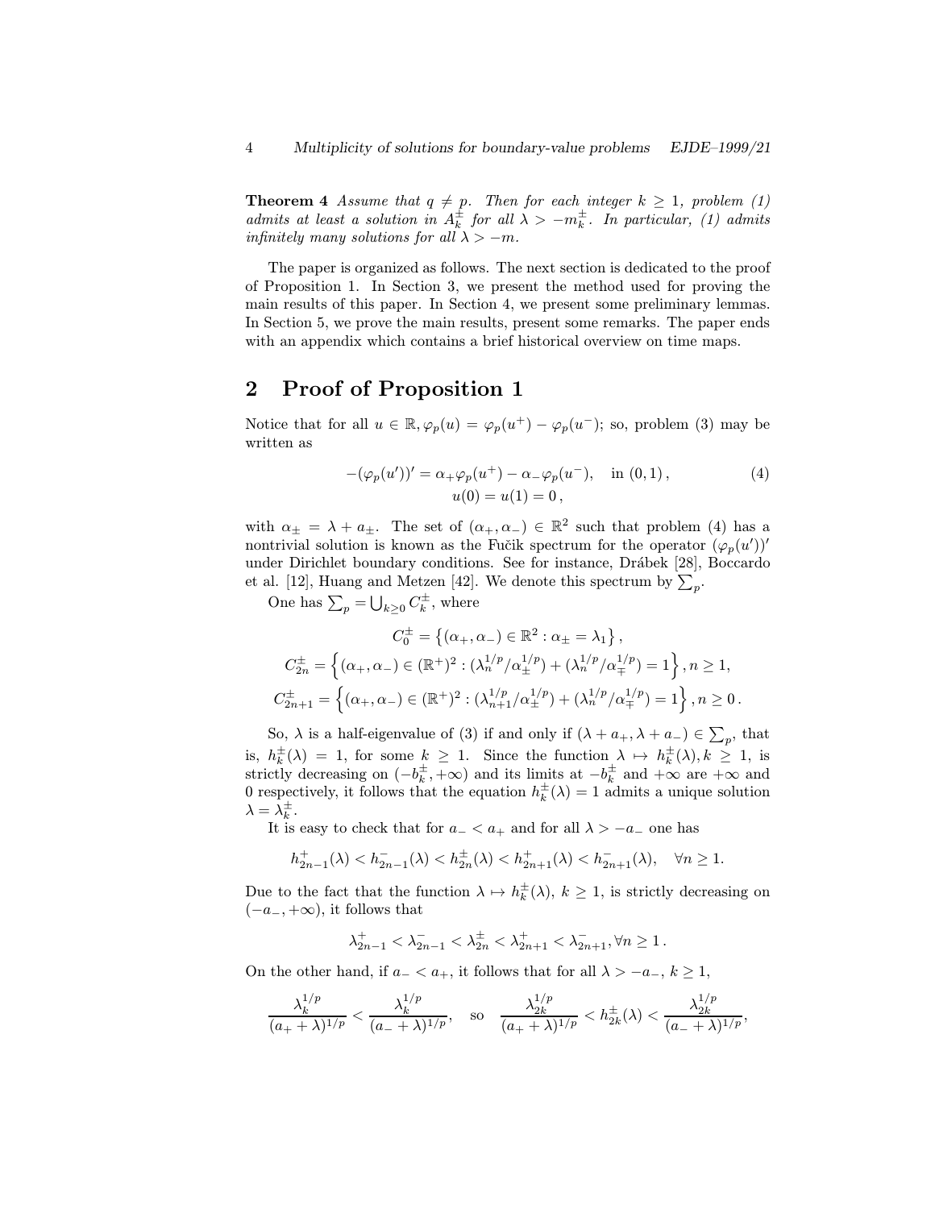**Theorem 4** *Assume that $q \neq p$. Then for each integer $k \geq 1$, problem (1) admits at least a solution in $A_k^\pm$ for all $\lambda > -m_k^\pm$. In particular, (1) admits infinitely many solutions for all $\lambda > -m$.*

The paper is organized as follows. The next section is dedicated to the proof of Proposition 1. In Section 3, we present the method used for proving the main results of this paper. In Section 4, we present some preliminary lemmas. In Section 5, we prove the main results, present some remarks. The paper ends with an appendix which contains a brief historical overview on time maps.

## 2 Proof of Proposition 1

Notice that for all $u \in \mathbb{R}, \varphi_p(u) = \varphi_p(u^+) - \varphi_p(u^-)$; so, problem (3) may be written as

$$
\begin{gathered}
-(\varphi_p(u'))' = \alpha_+ \varphi_p(u^+) - \alpha_- \varphi_p(u^-), \quad \text{in } (0,1)\,, \\
u(0) = u(1) = 0\,,
\end{gathered}
\tag{4}
$$

with $\alpha_\pm = \lambda + a_\pm$. The set of $(\alpha_+, \alpha_-) \in \mathbb{R}^2$ such that problem (4) has a nontrivial solution is known as the Fučik spectrum for the operator $(\varphi_p(u'))'$ under Dirichlet boundary conditions. See for instance, Drábek [28], Boccardo et al. [12], Huang and Metzen [42]. We denote this spectrum by $\sum_p$.

One has $\sum_p = \bigcup_{k \geq 0} C_k^\pm$, where

$$
\begin{gathered}
C_0^\pm = \left\{ (\alpha_+, \alpha_-) \in \mathbb{R}^2 : \alpha_\pm = \lambda_1 \right\}, \\
C_{2n}^\pm = \left\{ (\alpha_+, \alpha_-) \in (\mathbb{R}^+)^2 : (\lambda_n^{1/p}/\alpha_\pm^{1/p}) + (\lambda_n^{1/p}/\alpha_\mp^{1/p}) = 1 \right\}, n \geq 1, \\
C_{2n+1}^\pm = \left\{ (\alpha_+, \alpha_-) \in (\mathbb{R}^+)^2 : (\lambda_{n+1}^{1/p}/\alpha_\pm^{1/p}) + (\lambda_n^{1/p}/\alpha_\mp^{1/p}) = 1 \right\}, n \geq 0\,.
\end{gathered}
$$

So, $\lambda$ is a half-eigenvalue of (3) if and only if $(\lambda + a_+, \lambda + a_-) \in \sum_p$, that is, $h_k^\pm(\lambda) = 1$, for some $k \geq 1$. Since the function $\lambda \mapsto h_k^\pm(\lambda), k \geq 1$, is strictly decreasing on $(-b_k^\pm, +\infty)$ and its limits at $-b_k^\pm$ and $+\infty$ are $+\infty$ and 0 respectively, it follows that the equation $h_k^\pm(\lambda) = 1$ admits a unique solution $\lambda = \lambda_k^\pm$.

It is easy to check that for $a_- < a_+$ and for all $\lambda > -a_-$ one has

$$
h_{2n-1}^+(\lambda) < h_{2n-1}^-(\lambda) < h_{2n}^\pm(\lambda) < h_{2n+1}^+(\lambda) < h_{2n+1}^-(\lambda), \quad \forall n \geq 1.
$$

Due to the fact that the function $\lambda \mapsto h_k^\pm(\lambda)$, $k \geq 1$, is strictly decreasing on $(-a_-, +\infty)$, it follows that

$$
\lambda_{2n-1}^+ < \lambda_{2n-1}^- < \lambda_{2n}^\pm < \lambda_{2n+1}^+ < \lambda_{2n+1}^-, \forall n \geq 1\,.
$$

On the other hand, if $a_- < a_+$, it follows that for all $\lambda > -a_-$, $k \geq 1$,

$$
\frac{\lambda_k^{1/p}}{(a_+ + \lambda)^{1/p}} < \frac{\lambda_k^{1/p}}{(a_- + \lambda)^{1/p}}, \quad \text{so} \quad \frac{\lambda_{2k}^{1/p}}{(a_+ + \lambda)^{1/p}} < h_{2k}^\pm(\lambda) < \frac{\lambda_{2k}^{1/p}}{(a_- + \lambda)^{1/p}},
$$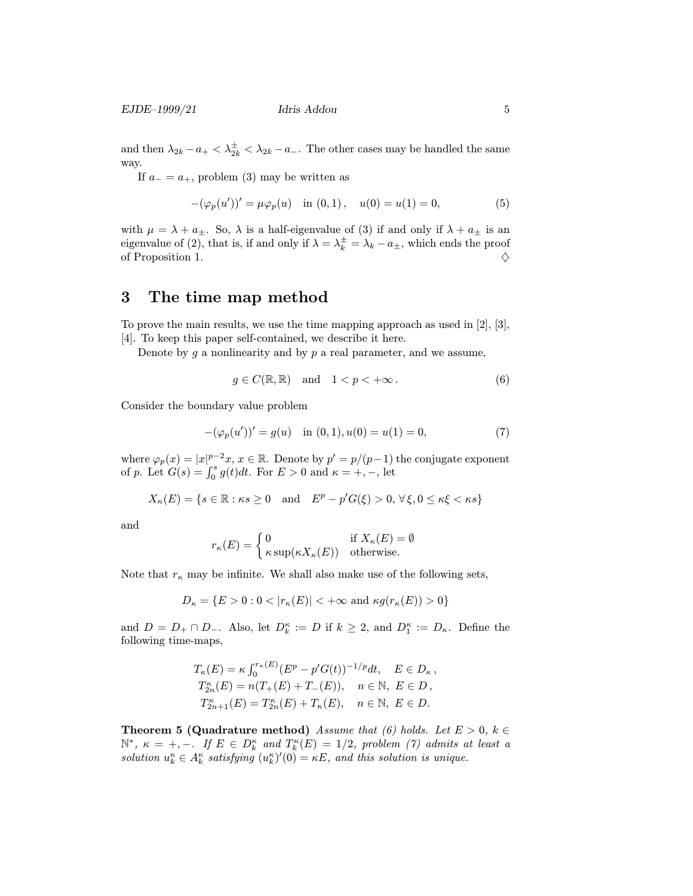and then $\lambda_{2k} - a_+ < \lambda_{2k}^{\pm} < \lambda_{2k} - a_-$. The other cases may be handled the same way.

If $a_- = a_+$, problem (3) may be written as

$$-(\varphi_p(u'))' = \mu\varphi_p(u) \quad \text{in } (0,1)\,, \quad u(0) = u(1) = 0, \tag{5}$$

with $\mu = \lambda + a_\pm$. So, $\lambda$ is a half-eigenvalue of (3) if and only if $\lambda + a_\pm$ is an eigenvalue of (2), that is, if and only if $\lambda = \lambda_k^{\pm} = \lambda_k - a_\pm$, which ends the proof of Proposition 1. $\diamondsuit$

# 3 The time map method

To prove the main results, we use the time mapping approach as used in [2], [3], [4]. To keep this paper self-contained, we describe it here.

Denote by $g$ a nonlinearity and by $p$ a real parameter, and we assume,

$$g \in C(\mathbb{R}, \mathbb{R}) \quad \text{and} \quad 1 < p < +\infty\,. \tag{6}$$

Consider the boundary value problem

$$-(\varphi_p(u'))' = g(u) \quad \text{in } (0,1), u(0) = u(1) = 0, \tag{7}$$

where $\varphi_p(x) = |x|^{p-2}x$, $x \in \mathbb{R}$. Denote by $p' = p/(p-1)$ the conjugate exponent of $p$. Let $G(s) = \int_0^s g(t)dt$. For $E > 0$ and $\kappa = +, -$, let

$$X_\kappa(E) = \{s \in \mathbb{R} : \kappa s \geq 0 \quad \text{and} \quad E^p - p'G(\xi) > 0, \forall\, \xi, 0 \leq \kappa\xi < \kappa s\}$$

and

$$r_\kappa(E) = \begin{cases} 0 & \text{if } X_\kappa(E) = \emptyset \\ \kappa \sup(\kappa X_\kappa(E)) & \text{otherwise.} \end{cases}$$

Note that $r_\kappa$ may be infinite. We shall also make use of the following sets,

$$D_\kappa = \{E > 0 : 0 < |r_\kappa(E)| < +\infty \text{ and } \kappa g(r_\kappa(E)) > 0\}$$

and $D = D_+ \cap D_-$. Also, let $D_k^\kappa := D$ if $k \geq 2$, and $D_1^\kappa := D_\kappa$. Define the following time-maps,

$$\begin{gathered} T_\kappa(E) = \kappa \int_0^{r_\kappa(E)} (E^p - p'G(t))^{-1/p} dt, \quad E \in D_\kappa\,, \\ T_{2n}^\kappa(E) = n(T_+(E) + T_-(E)), \quad n \in \mathbb{N},\ E \in D\,, \\ T_{2n+1}^\kappa(E) = T_{2n}^\kappa(E) + T_\kappa(E), \quad n \in \mathbb{N},\ E \in D. \end{gathered}$$

**Theorem 5 (Quadrature method)** *Assume that (6) holds. Let $E > 0$, $k \in \mathbb{N}^*$, $\kappa = +, -$. If $E \in D_k^\kappa$ and $T_k^\kappa(E) = 1/2$, problem (7) admits at least a solution $u_k^\kappa \in A_k^\kappa$ satisfying $(u_k^\kappa)'(0) = \kappa E$, and this solution is unique.*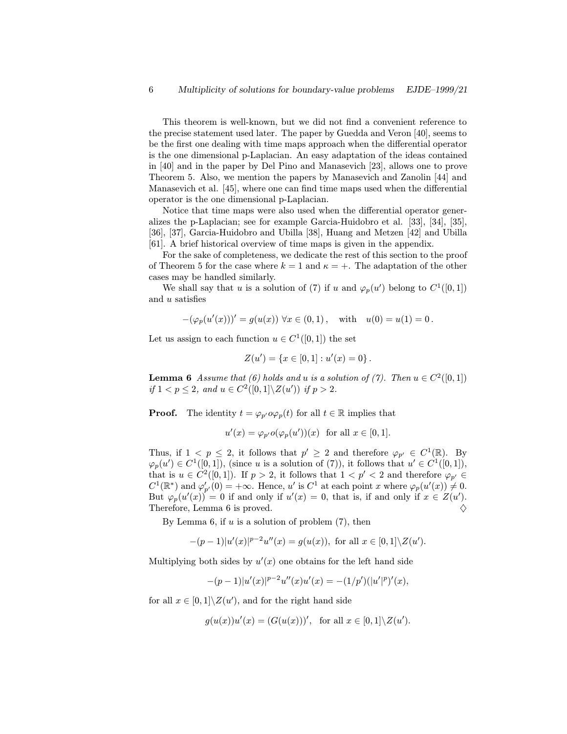This theorem is well-known, but we did not find a convenient reference to the precise statement used later. The paper by Guedda and Veron [40], seems to be the first one dealing with time maps approach when the differential operator is the one dimensional p-Laplacian. An easy adaptation of the ideas contained in [40] and in the paper by Del Pino and Manasevich [23], allows one to prove Theorem 5. Also, we mention the papers by Manasevich and Zanolin [44] and Manasevich et al. [45], where one can find time maps used when the differential operator is the one dimensional p-Laplacian.

Notice that time maps were also used when the differential operator generalizes the p-Laplacian; see for example Garcia-Huidobro et al. [33], [34], [35], [36], [37], Garcia-Huidobro and Ubilla [38], Huang and Metzen [42] and Ubilla [61]. A brief historical overview of time maps is given in the appendix.

For the sake of completeness, we dedicate the rest of this section to the proof of Theorem 5 for the case where $k = 1$ and $\kappa = +$. The adaptation of the other cases may be handled similarly.

We shall say that $u$ is a solution of (7) if $u$ and $\varphi_p(u')$ belong to $C^1([0,1])$ and $u$ satisfies

$$-(\varphi_p(u'(x)))' = g(u(x)) \ \forall x \in (0,1)\,, \quad \text{with} \quad u(0) = u(1) = 0\,.$$

Let us assign to each function $u \in C^1([0,1])$ the set

$$Z(u') = \{x \in [0,1] : u'(x) = 0\}\,.$$

**Lemma 6** *Assume that (6) holds and u is a solution of (7). Then $u \in C^2([0,1])$ if $1 < p \leq 2$, and $u \in C^2([0,1]\backslash Z(u'))$ if $p > 2$.*

**Proof.** The identity $t = \varphi_{p'} o \varphi_p(t)$ for all $t \in \mathbb{R}$ implies that

$$u'(x) = \varphi_{p'} o(\varphi_p(u'))(x) \ \text{ for all } x \in [0,1].$$

Thus, if $1 < p \leq 2$, it follows that $p' \geq 2$ and therefore $\varphi_{p'} \in C^1(\mathbb{R})$. By $\varphi_p(u') \in C^1([0,1])$, (since $u$ is a solution of (7)), it follows that $u' \in C^1([0,1])$, that is $u \in C^2([0,1])$. If $p > 2$, it follows that $1 < p' < 2$ and therefore $\varphi_{p'} \in C^1(\mathbb{R}^*)$ and $\varphi_{p'}'(0) = +\infty$. Hence, $u'$ is $C^1$ at each point $x$ where $\varphi_p(u'(x)) \neq 0$. But $\varphi_p(u'(x)) = 0$ if and only if $u'(x) = 0$, that is, if and only if $x \in Z(u')$. Therefore, Lemma 6 is proved. $\diamondsuit$

By Lemma 6, if $u$ is a solution of problem (7), then

$$-(p-1)|u'(x)|^{p-2}u''(x) = g(u(x)), \text{ for all } x \in [0,1]\backslash Z(u').$$

Multiplying both sides by $u'(x)$ one obtains for the left hand side

$$-(p-1)|u'(x)|^{p-2}u''(x)u'(x) = -(1/p')(|u'|^p)'(x),$$

for all $x \in [0,1]\backslash Z(u')$, and for the right hand side

$$g(u(x))u'(x) = (G(u(x)))', \ \text{ for all } x \in [0,1]\backslash Z(u').$$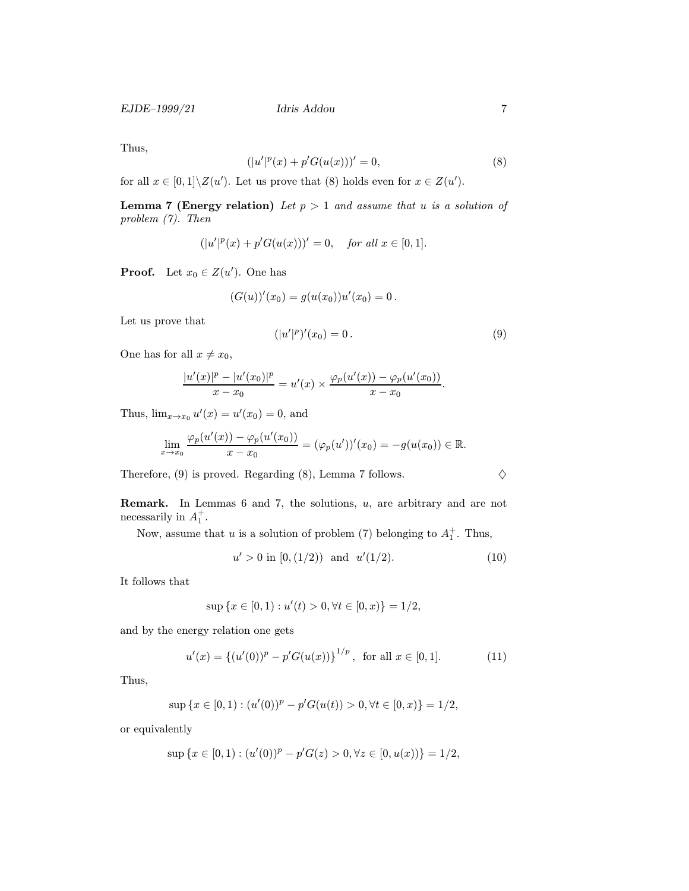Thus,

$$(|u'|^p(x) + p'G(u(x)))' = 0, \tag{8}$$

for all $x \in [0,1] \backslash Z(u')$. Let us prove that (8) holds even for $x \in Z(u')$.

**Lemma 7 (Energy relation)** *Let $p > 1$ and assume that $u$ is a solution of problem (7). Then*

$$(|u'|^p(x) + p'G(u(x)))' = 0, \quad \textit{for all } x \in [0,1].$$

**Proof.** Let $x_0 \in Z(u')$. One has

$$(G(u))'(x_0) = g(u(x_0))u'(x_0) = 0\,.$$

Let us prove that

$$(|u'|^p)'(x_0) = 0\,. \tag{9}$$

One has for all $x \neq x_0$,

$$\frac{|u'(x)|^p - |u'(x_0)|^p}{x - x_0} = u'(x) \times \frac{\varphi_p(u'(x)) - \varphi_p(u'(x_0))}{x - x_0}.$$

Thus, $\lim_{x \to x_0} u'(x) = u'(x_0) = 0$, and

$$\lim_{x \to x_0} \frac{\varphi_p(u'(x)) - \varphi_p(u'(x_0))}{x - x_0} = (\varphi_p(u'))'(x_0) = -g(u(x_0)) \in \mathbb{R}.$$

Therefore, (9) is proved. Regarding (8), Lemma 7 follows. $\diamondsuit$

**Remark.** In Lemmas 6 and 7, the solutions, $u$, are arbitrary and are not necessarily in $A_1^+$.

Now, assume that $u$ is a solution of problem (7) belonging to $A_1^+$. Thus,

$$u' > 0 \text{ in } [0,(1/2)) \text{ and } u'(1/2). \tag{10}$$

It follows that

$$\sup\{x \in [0,1) : u'(t) > 0, \forall t \in [0,x)\} = 1/2,$$

and by the energy relation one gets

$$u'(x) = \{(u'(0))^p - p'G(u(x))\}^{1/p}, \text{ for all } x \in [0,1]. \tag{11}$$

Thus,

$$\sup\{x \in [0,1) : (u'(0))^p - p'G(u(t)) > 0, \forall t \in [0,x)\} = 1/2,$$

or equivalently

$$\sup\{x \in [0,1) : (u'(0))^p - p'G(z) > 0, \forall z \in [0,u(x))\} = 1/2,$$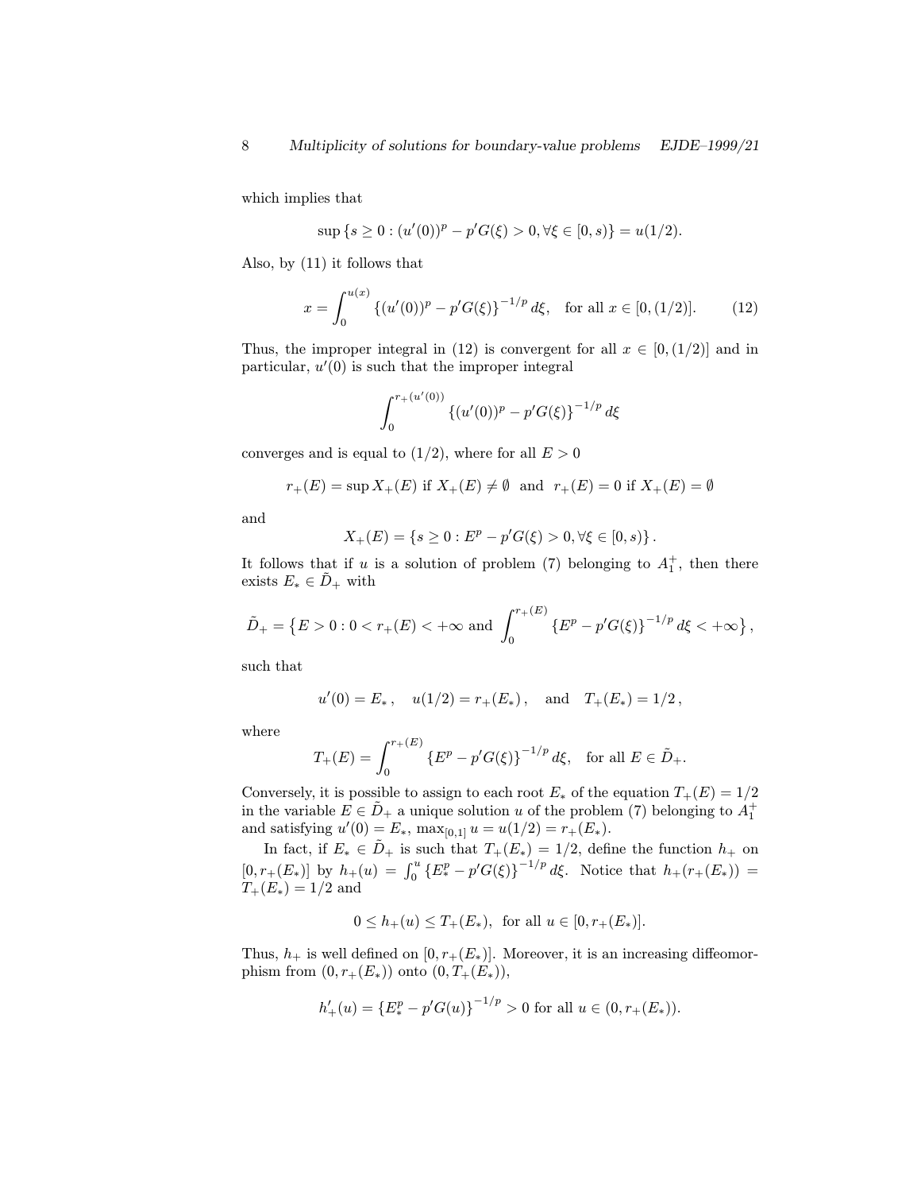which implies that

$$\sup\{s \geq 0 : (u'(0))^p - p'G(\xi) > 0, \forall \xi \in [0, s)\} = u(1/2).$$

Also, by (11) it follows that

$$x = \int_0^{u(x)} \{(u'(0))^p - p'G(\xi)\}^{-1/p} \, d\xi, \quad \text{for all } x \in [0, (1/2)]. \tag{12}$$

Thus, the improper integral in (12) is convergent for all $x \in [0, (1/2)]$ and in particular, $u'(0)$ is such that the improper integral

$$\int_0^{r_+(u'(0))} \{(u'(0))^p - p'G(\xi)\}^{-1/p} \, d\xi$$

converges and is equal to $(1/2)$, where for all $E > 0$

$$r_+(E) = \sup X_+(E) \text{ if } X_+(E) \neq \emptyset \text{ and } r_+(E) = 0 \text{ if } X_+(E) = \emptyset$$

and

$$X_+(E) = \{s \geq 0 : E^p - p'G(\xi) > 0, \forall \xi \in [0, s)\}.$$

It follows that if $u$ is a solution of problem (7) belonging to $A_1^+$, then there exists $E_* \in \tilde{D}_+$ with

$$\tilde{D}_+ = \left\{E > 0 : 0 < r_+(E) < +\infty \text{ and } \int_0^{r_+(E)} \{E^p - p'G(\xi)\}^{-1/p} \, d\xi < +\infty\right\},$$

such that

$$u'(0) = E_*, \quad u(1/2) = r_+(E_*), \quad \text{and} \quad T_+(E_*) = 1/2,$$

where

$$T_+(E) = \int_0^{r_+(E)} \{E^p - p'G(\xi)\}^{-1/p} \, d\xi, \quad \text{for all } E \in \tilde{D}_+.$$

Conversely, it is possible to assign to each root $E_*$ of the equation $T_+(E) = 1/2$ in the variable $E \in \tilde{D}_+$ a unique solution $u$ of the problem (7) belonging to $A_1^+$ and satisfying $u'(0) = E_*$, $\max_{[0,1]} u = u(1/2) = r_+(E_*)$.

In fact, if $E_* \in \tilde{D}_+$ is such that $T_+(E_*) = 1/2$, define the function $h_+$ on $[0, r_+(E_*)]$ by $h_+(u) = \int_0^u \{E_*^p - p'G(\xi)\}^{-1/p} \, d\xi$. Notice that $h_+(r_+(E_*)) = T_+(E_*) = 1/2$ and

$$0 \leq h_+(u) \leq T_+(E_*), \text{ for all } u \in [0, r_+(E_*)].$$

Thus, $h_+$ is well defined on $[0, r_+(E_*)]$. Moreover, it is an increasing diffeomorphism from $(0, r_+(E_*))$ onto $(0, T_+(E_*))$,

$$h'_+(u) = \{E_*^p - p'G(u)\}^{-1/p} > 0 \text{ for all } u \in (0, r_+(E_*)).$$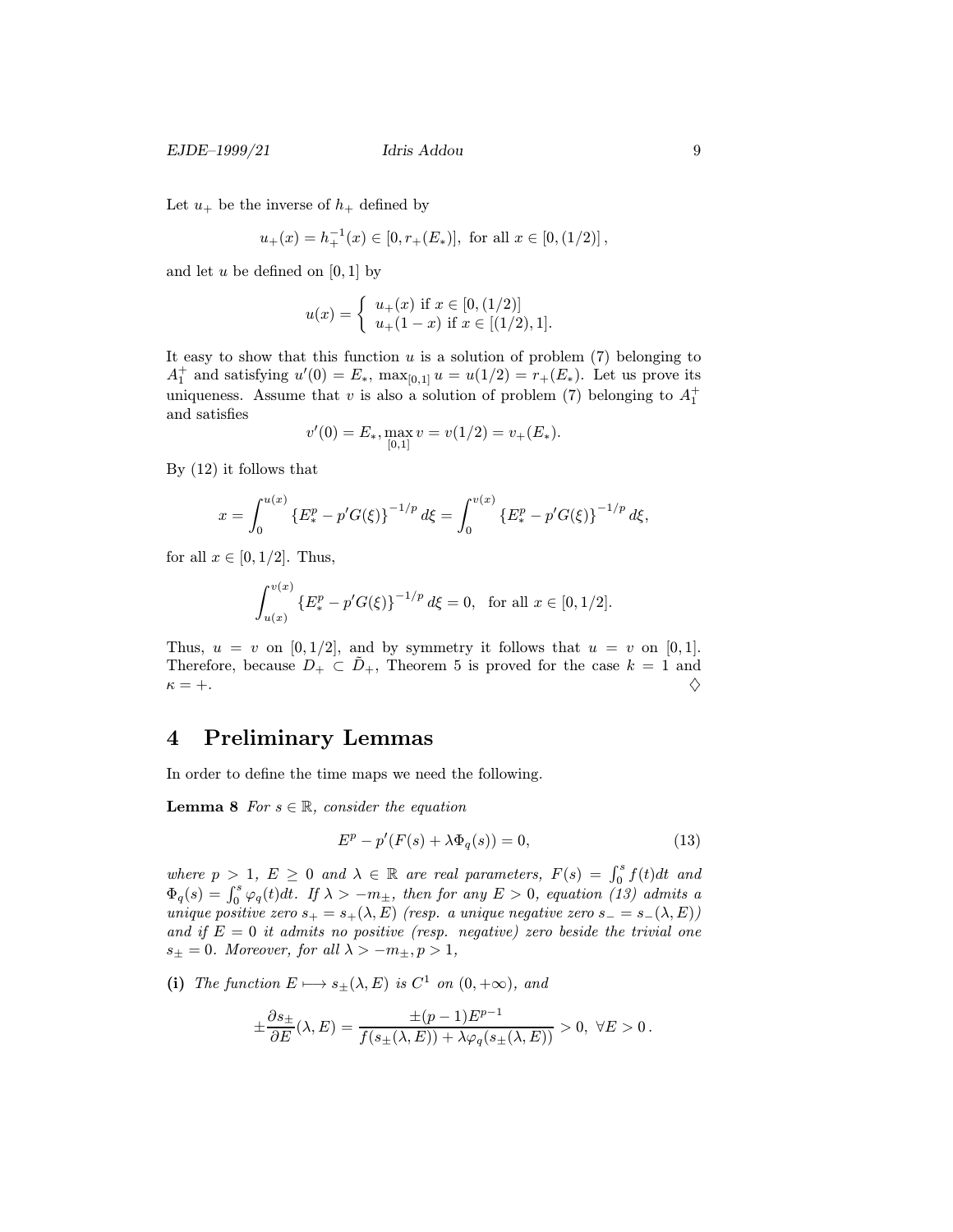Let $u_+$ be the inverse of $h_+$ defined by

$$u_+(x) = h_+^{-1}(x) \in [0, r_+(E_*)], \text{ for all } x \in [0, (1/2)]\,,$$

and let $u$ be defined on $[0,1]$ by

$$u(x) = \begin{cases} u_+(x) \text{ if } x \in [0, (1/2)] \\ u_+(1-x) \text{ if } x \in [(1/2), 1]. \end{cases}$$

It easy to show that this function $u$ is a solution of problem (7) belonging to $A_1^+$ and satisfying $u'(0) = E_*$, $\max_{[0,1]} u = u(1/2) = r_+(E_*)$. Let us prove its uniqueness. Assume that $v$ is also a solution of problem (7) belonging to $A_1^+$ and satisfies

$$v'(0) = E_*, \max_{[0,1]} v = v(1/2) = v_+(E_*).$$

By (12) it follows that

$$x = \int_0^{u(x)} \left\{E_*^p - p'G(\xi)\right\}^{-1/p} d\xi = \int_0^{v(x)} \left\{E_*^p - p'G(\xi)\right\}^{-1/p} d\xi,$$

for all $x \in [0, 1/2]$. Thus,

$$\int_{u(x)}^{v(x)} \left\{E_*^p - p'G(\xi)\right\}^{-1/p} d\xi = 0, \quad \text{for all } x \in [0, 1/2].$$

Thus, $u = v$ on $[0, 1/2]$, and by symmetry it follows that $u = v$ on $[0, 1]$. Therefore, because $D_+ \subset \tilde{D}_+$, Theorem 5 is proved for the case $k = 1$ and $\kappa = +$. ♢

## 4 Preliminary Lemmas

In order to define the time maps we need the following.

**Lemma 8** *For $s \in \mathbb{R}$, consider the equation*

$$E^p - p'(F(s) + \lambda \Phi_q(s)) = 0, \tag{13}$$

*where $p > 1$, $E \geq 0$ and $\lambda \in \mathbb{R}$ are real parameters, $F(s) = \int_0^s f(t)dt$ and $\Phi_q(s) = \int_0^s \varphi_q(t)dt$. If $\lambda > -m_\pm$, then for any $E > 0$, equation (13) admits a unique positive zero $s_+ = s_+(\lambda, E)$ (resp. a unique negative zero $s_- = s_-(\lambda, E)$) and if $E = 0$ it admits no positive (resp. negative) zero beside the trivial one $s_\pm = 0$. Moreover, for all $\lambda > -m_\pm, p > 1$,*

**(i)** *The function $E \longmapsto s_\pm(\lambda, E)$ is $C^1$ on $(0, +\infty)$, and*

$$\pm \frac{\partial s_\pm}{\partial E}(\lambda, E) = \frac{\pm(p-1)E^{p-1}}{f(s_\pm(\lambda, E)) + \lambda \varphi_q(s_\pm(\lambda, E))} > 0, \ \forall E > 0\,.$$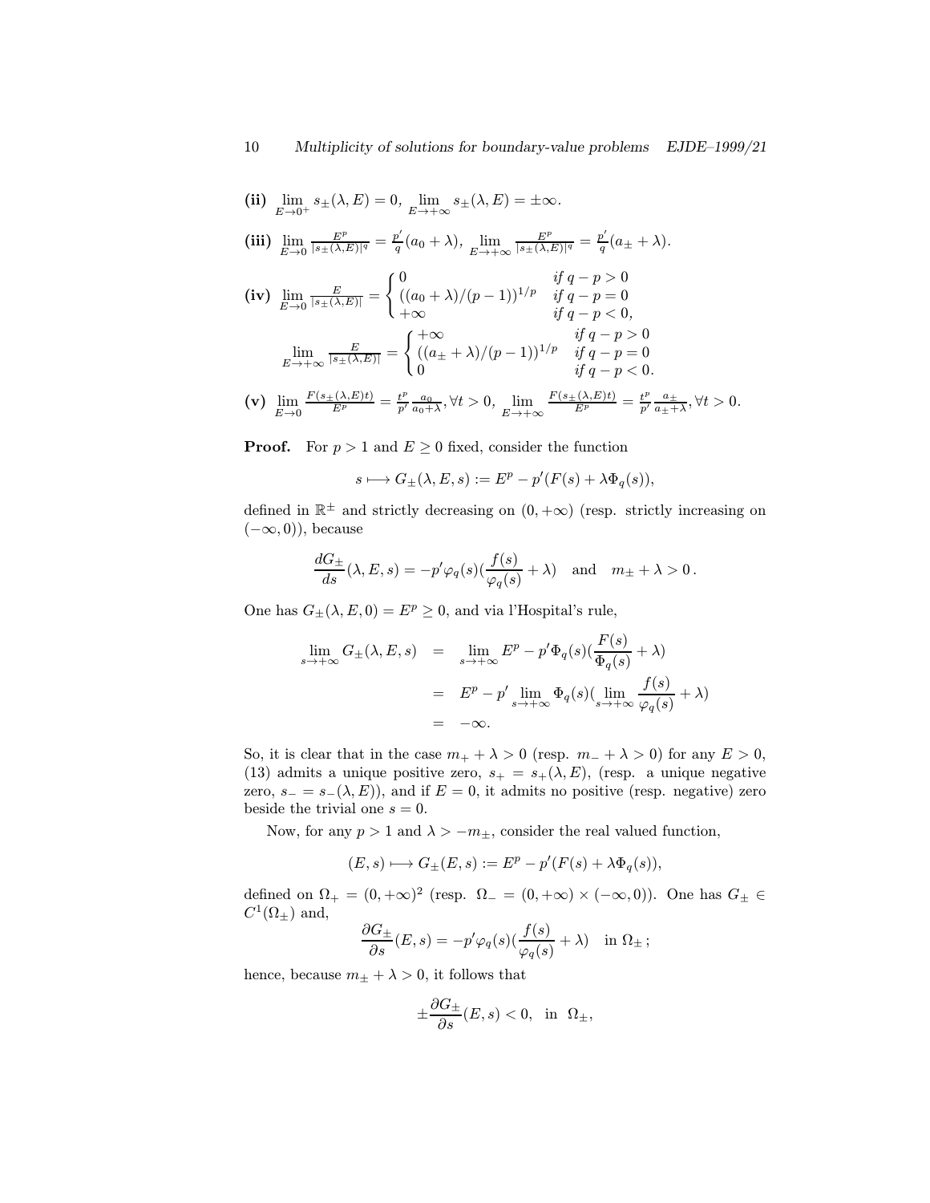**(ii)** $\lim_{E\to 0^+} s_\pm(\lambda, E) = 0$, $\lim_{E\to +\infty} s_\pm(\lambda, E) = \pm\infty$.

**(iii)** $\lim_{E\to 0} \frac{E^p}{|s_\pm(\lambda,E)|^q} = \frac{p'}{q}(a_0+\lambda)$, $\lim_{E\to +\infty} \frac{E^p}{|s_\pm(\lambda,E)|^q} = \frac{p'}{q}(a_\pm+\lambda)$.

**(iv)** $\lim_{E\to 0} \frac{E}{|s_\pm(\lambda,E)|} = \begin{cases} 0 & \text{if } q-p>0 \\ ((a_0+\lambda)/(p-1))^{1/p} & \text{if } q-p=0 \\ +\infty & \text{if } q-p<0, \end{cases}$

$\lim_{E\to +\infty} \frac{E}{|s_\pm(\lambda,E)|} = \begin{cases} +\infty & \text{if } q-p>0 \\ ((a_\pm+\lambda)/(p-1))^{1/p} & \text{if } q-p=0 \\ 0 & \text{if } q-p<0. \end{cases}$

**(v)** $\lim_{E\to 0} \frac{F(s_\pm(\lambda,E)t)}{E^p} = \frac{t^p}{p'}\frac{a_0}{a_0+\lambda}, \forall t>0$, $\lim_{E\to +\infty} \frac{F(s_\pm(\lambda,E)t)}{E^p} = \frac{t^p}{p'}\frac{a_\pm}{a_\pm+\lambda}, \forall t>0$.

**Proof.** For $p>1$ and $E \geq 0$ fixed, consider the function

$$s \longmapsto G_\pm(\lambda, E, s) := E^p - p'(F(s) + \lambda\Phi_q(s)),$$

defined in $\mathbb{R}^\pm$ and strictly decreasing on $(0,+\infty)$ (resp. strictly increasing on $(-\infty, 0)$), because

$$\frac{dG_\pm}{ds}(\lambda, E, s) = -p'\varphi_q(s)(\frac{f(s)}{\varphi_q(s)} + \lambda) \quad \text{and} \quad m_\pm + \lambda > 0\,.$$

One has $G_\pm(\lambda, E, 0) = E^p \geq 0$, and via l'Hospital's rule,

$$\begin{aligned}
\lim_{s\to+\infty} G_\pm(\lambda, E, s) &= \lim_{s\to+\infty} E^p - p'\Phi_q(s)(\frac{F(s)}{\Phi_q(s)} + \lambda) \\
&= E^p - p' \lim_{s\to+\infty}\Phi_q(s)(\lim_{s\to+\infty}\frac{f(s)}{\varphi_q(s)} + \lambda) \\
&= -\infty.
\end{aligned}$$

So, it is clear that in the case $m_+ + \lambda > 0$ (resp. $m_- + \lambda > 0$) for any $E > 0$, (13) admits a unique positive zero, $s_+ = s_+(\lambda, E)$, (resp. a unique negative zero, $s_- = s_-(\lambda, E)$), and if $E = 0$, it admits no positive (resp. negative) zero beside the trivial one $s = 0$.

Now, for any $p > 1$ and $\lambda > -m_\pm$, consider the real valued function,

$$(E, s) \longmapsto G_\pm(E, s) := E^p - p'(F(s) + \lambda\Phi_q(s)),$$

defined on $\Omega_+ = (0,+\infty)^2$ (resp. $\Omega_- = (0,+\infty)\times(-\infty,0)$). One has $G_\pm \in C^1(\Omega_\pm)$ and,

$$\frac{\partial G_\pm}{\partial s}(E, s) = -p'\varphi_q(s)(\frac{f(s)}{\varphi_q(s)} + \lambda) \quad \text{in } \Omega_\pm\,;$$

hence, because $m_\pm + \lambda > 0$, it follows that

$$\pm\frac{\partial G_\pm}{\partial s}(E, s) < 0, \text{ in } \Omega_\pm,$$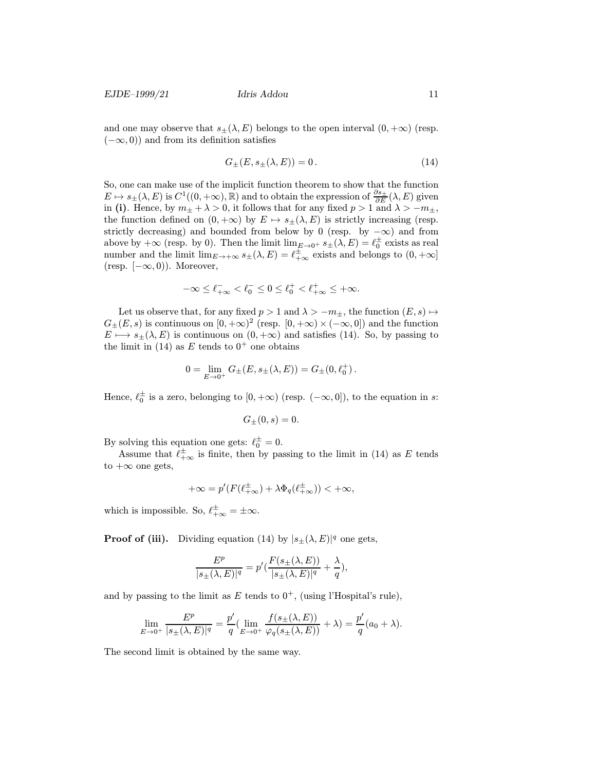and one may observe that $s_\pm(\lambda, E)$ belongs to the open interval $(0, +\infty)$ (resp. $(-\infty, 0)$) and from its definition satisfies

$$G_\pm(E, s_\pm(\lambda, E)) = 0\,. \tag{14}$$

So, one can make use of the implicit function theorem to show that the function $E \mapsto s_\pm(\lambda, E)$ is $C^1((0, +\infty), \mathbb{R})$ and to obtain the expression of $\frac{\partial s_\pm}{\partial E}(\lambda, E)$ given in **(i)**. Hence, by $m_\pm + \lambda > 0$, it follows that for any fixed $p > 1$ and $\lambda > -m_\pm$, the function defined on $(0, +\infty)$ by $E \mapsto s_\pm(\lambda, E)$ is strictly increasing (resp. strictly decreasing) and bounded from below by 0 (resp. by $-\infty$) and from above by $+\infty$ (resp. by 0). Then the limit $\lim_{E \to 0^+} s_\pm(\lambda, E) = \ell_0^\pm$ exists as real number and the limit $\lim_{E \to +\infty} s_\pm(\lambda, E) = \ell_{+\infty}^\pm$ exists and belongs to $(0, +\infty]$ (resp. $[-\infty, 0)$). Moreover,

$$-\infty \leq \ell_{+\infty}^- < \ell_0^- \leq 0 \leq \ell_0^+ < \ell_{+\infty}^+ \leq +\infty.$$

Let us observe that, for any fixed $p > 1$ and $\lambda > -m_\pm$, the function $(E, s) \mapsto G_\pm(E, s)$ is continuous on $[0, +\infty)^2$ (resp. $[0, +\infty) \times (-\infty, 0]$) and the function $E \longmapsto s_\pm(\lambda, E)$ is continuous on $(0, +\infty)$ and satisfies (14). So, by passing to the limit in (14) as $E$ tends to $0^+$ one obtains

$$0 = \lim_{E \to 0^+} G_\pm(E, s_\pm(\lambda, E)) = G_\pm(0, \ell_0^+)\,.$$

Hence, $\ell_0^\pm$ is a zero, belonging to $[0, +\infty)$ (resp. $(-\infty, 0]$), to the equation in $s$:

$$G_\pm(0, s) = 0.$$

By solving this equation one gets: $\ell_0^\pm = 0$.

Assume that $\ell_{+\infty}^\pm$ is finite, then by passing to the limit in (14) as $E$ tends to $+\infty$ one gets,

$$+\infty = p'(F(\ell_{+\infty}^\pm) + \lambda \Phi_q(\ell_{+\infty}^\pm)) < +\infty,$$

which is impossible. So, $\ell_{+\infty}^\pm = \pm\infty$.

**Proof of (iii).** Dividing equation (14) by $|s_\pm(\lambda, E)|^q$ one gets,

$$\frac{E^p}{|s_\pm(\lambda, E)|^q} = p'(\frac{F(s_\pm(\lambda, E))}{|s_\pm(\lambda, E)|^q} + \frac{\lambda}{q}),$$

and by passing to the limit as $E$ tends to $0^+$, (using l'Hospital's rule),

$$\lim_{E \to 0^+} \frac{E^p}{|s_\pm(\lambda, E)|^q} = \frac{p'}{q}(\lim_{E \to 0^+} \frac{f(s_\pm(\lambda, E))}{\varphi_q(s_\pm(\lambda, E))} + \lambda) = \frac{p'}{q}(a_0 + \lambda).$$

The second limit is obtained by the same way.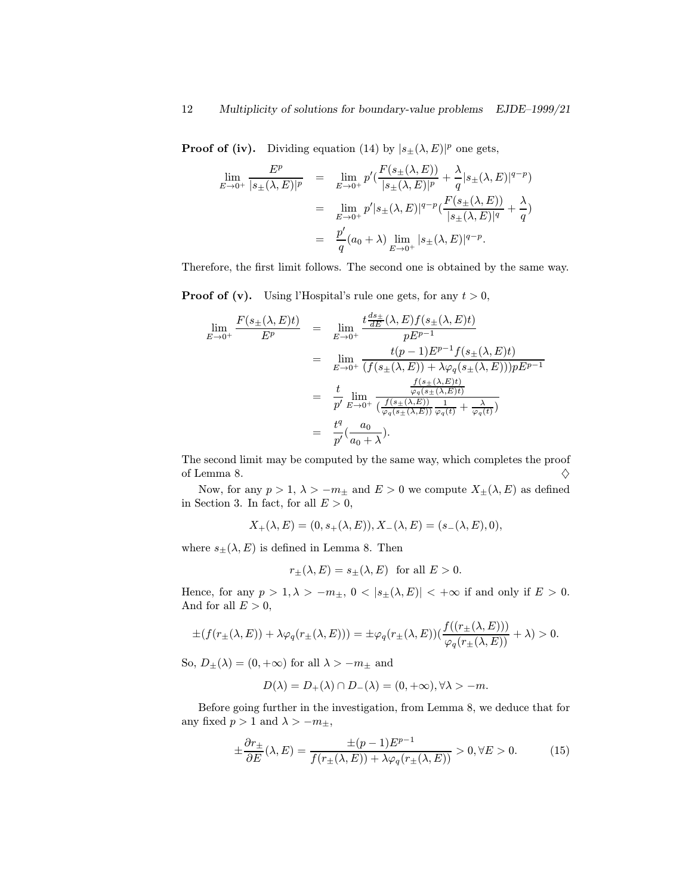**Proof of (iv).** Dividing equation (14) by $|s_{\pm}(\lambda, E)|^p$ one gets,

$$
\begin{aligned}
\lim_{E\to 0^+} \frac{E^p}{|s_{\pm}(\lambda,E)|^p} &= \lim_{E\to 0^+} p'\Big(\frac{F(s_{\pm}(\lambda,E))}{|s_{\pm}(\lambda,E)|^p} + \frac{\lambda}{q}|s_{\pm}(\lambda,E)|^{q-p}\Big) \\
&= \lim_{E\to 0^+} p'|s_{\pm}(\lambda,E)|^{q-p}\Big(\frac{F(s_{\pm}(\lambda,E))}{|s_{\pm}(\lambda,E)|^q} + \frac{\lambda}{q}\Big) \\
&= \frac{p'}{q}(a_0+\lambda)\lim_{E\to 0^+}|s_{\pm}(\lambda,E)|^{q-p}.
\end{aligned}
$$

Therefore, the first limit follows. The second one is obtained by the same way.

**Proof of (v).** Using l'Hospital's rule one gets, for any $t > 0$,

$$
\begin{aligned}
\lim_{E\to 0^+} \frac{F(s_{\pm}(\lambda,E)t)}{E^p} &= \lim_{E\to 0^+} \frac{t\frac{ds_{\pm}}{dE}(\lambda,E)f(s_{\pm}(\lambda,E)t)}{pE^{p-1}} \\
&= \lim_{E\to 0^+} \frac{t(p-1)E^{p-1}f(s_{\pm}(\lambda,E)t)}{(f(s_{\pm}(\lambda,E)) + \lambda\varphi_q(s_{\pm}(\lambda,E)))pE^{p-1}} \\
&= \frac{t}{p'}\lim_{E\to 0^+} \frac{\frac{f(s_{\pm}(\lambda,E)t)}{\varphi_q(s_{\pm}(\lambda,E)t)}}{\big(\frac{f(s_{\pm}(\lambda,E))}{\varphi_q(s_{\pm}(\lambda,E))}\frac{1}{\varphi_q(t)} + \frac{\lambda}{\varphi_q(t)}\big)} \\
&= \frac{t^q}{p'}\Big(\frac{a_0}{a_0+\lambda}\Big).
\end{aligned}
$$

The second limit may be computed by the same way, which completes the proof of Lemma 8. $\diamondsuit$

Now, for any $p > 1$, $\lambda > -m_{\pm}$ and $E > 0$ we compute $X_{\pm}(\lambda, E)$ as defined in Section 3. In fact, for all $E > 0$,

$$X_+(\lambda,E) = (0, s_+(\lambda,E)), X_-(\lambda,E) = (s_-(\lambda,E), 0),$$

where $s_{\pm}(\lambda, E)$ is defined in Lemma 8. Then

$$r_{\pm}(\lambda,E) = s_{\pm}(\lambda,E) \ \text{ for all } E > 0.$$

Hence, for any $p > 1, \lambda > -m_{\pm}$, $0 < |s_{\pm}(\lambda, E)| < +\infty$ if and only if $E > 0$. And for all $E > 0$,

$$\pm(f(r_{\pm}(\lambda,E)) + \lambda\varphi_q(r_{\pm}(\lambda,E))) = \pm\varphi_q(r_{\pm}(\lambda,E))\Big(\frac{f((r_{\pm}(\lambda,E)))}{\varphi_q(r_{\pm}(\lambda,E))} + \lambda\Big) > 0.$$

So, $D_{\pm}(\lambda) = (0, +\infty)$ for all $\lambda > -m_{\pm}$ and

$$D(\lambda) = D_+(\lambda) \cap D_-(\lambda) = (0, +\infty), \forall \lambda > -m.$$

Before going further in the investigation, from Lemma 8, we deduce that for any fixed $p > 1$ and $\lambda > -m_{\pm}$,

$$\pm\frac{\partial r_{\pm}}{\partial E}(\lambda,E) = \frac{\pm(p-1)E^{p-1}}{f(r_{\pm}(\lambda,E)) + \lambda\varphi_q(r_{\pm}(\lambda,E))} > 0, \forall E > 0. \tag{15}$$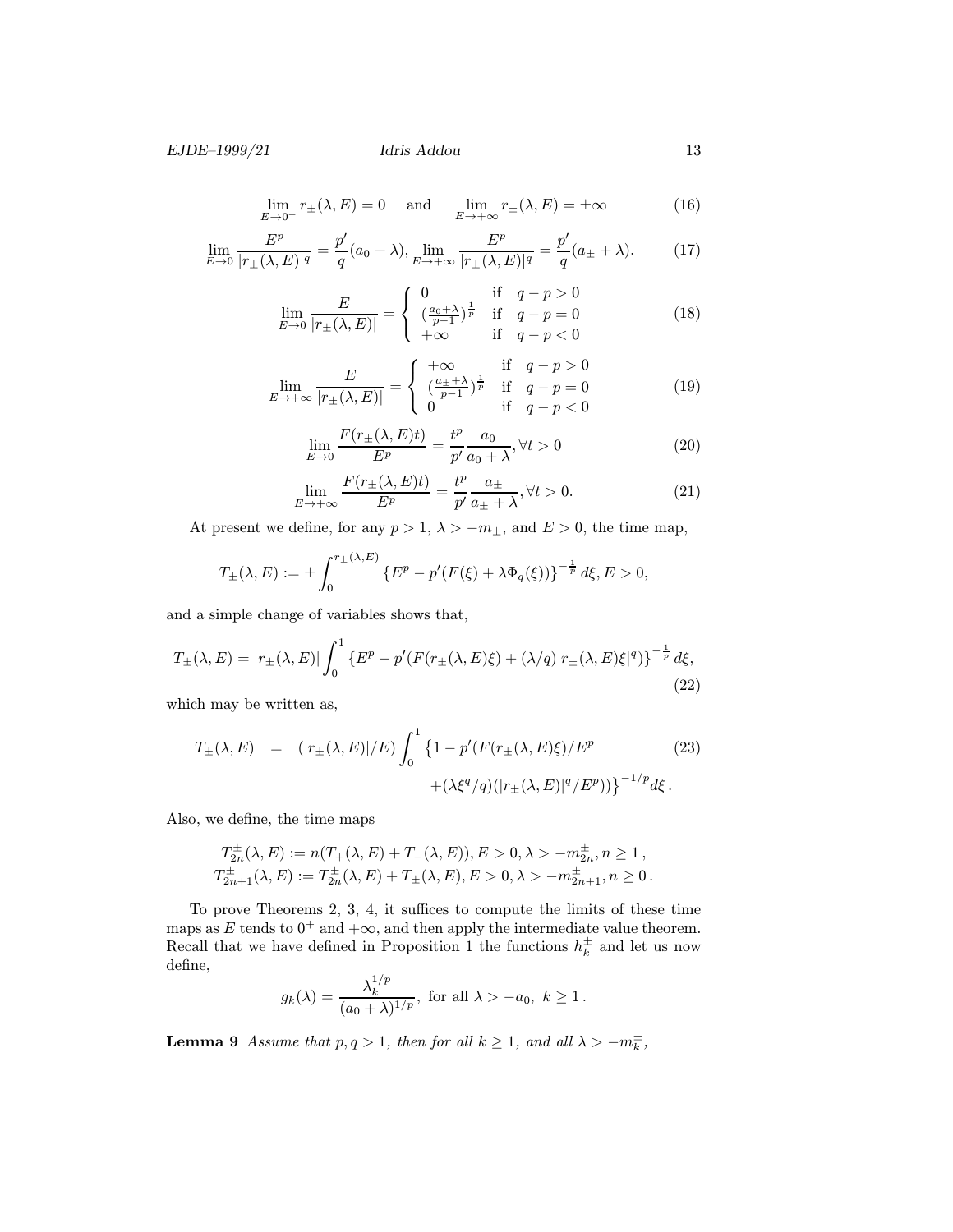$$\lim_{E\to 0^+} r_\pm(\lambda,E)=0 \quad \text{and} \quad \lim_{E\to+\infty} r_\pm(\lambda,E)=\pm\infty \tag{16}$$

$$\lim_{E\to 0}\frac{E^p}{|r_\pm(\lambda,E)|^q}=\frac{p'}{q}(a_0+\lambda),\ \lim_{E\to+\infty}\frac{E^p}{|r_\pm(\lambda,E)|^q}=\frac{p'}{q}(a_\pm+\lambda). \tag{17}$$

$$\lim_{E\to 0}\frac{E}{|r_\pm(\lambda,E)|}=\begin{cases}0 & \text{if} \quad q-p>0\\ (\frac{a_0+\lambda}{p-1})^{\frac{1}{p}} & \text{if} \quad q-p=0\\ +\infty & \text{if} \quad q-p<0\end{cases} \tag{18}$$

$$\lim_{E\to+\infty}\frac{E}{|r_\pm(\lambda,E)|}=\begin{cases}+\infty & \text{if} \quad q-p>0\\ (\frac{a_\pm+\lambda}{p-1})^{\frac{1}{p}} & \text{if} \quad q-p=0\\ 0 & \text{if} \quad q-p<0\end{cases} \tag{19}$$

$$\lim_{E\to 0}\frac{F(r_\pm(\lambda,E)t)}{E^p}=\frac{t^p}{p'}\frac{a_0}{a_0+\lambda},\forall t>0 \tag{20}$$

$$\lim_{E\to+\infty}\frac{F(r_\pm(\lambda,E)t)}{E^p}=\frac{t^p}{p'}\frac{a_\pm}{a_\pm+\lambda},\forall t>0. \tag{21}$$

At present we define, for any $p>1$, $\lambda>-m_\pm$, and $E>0$, the time map,

$$T_\pm(\lambda,E):=\pm\int_0^{r_\pm(\lambda,E)}\left\{E^p-p'(F(\xi)+\lambda\Phi_q(\xi))\right\}^{-\frac{1}{p}}d\xi, E>0,$$

and a simple change of variables shows that,

$$T_\pm(\lambda,E)=|r_\pm(\lambda,E)|\int_0^1\left\{E^p-p'(F(r_\pm(\lambda,E)\xi)+(\lambda/q)|r_\pm(\lambda,E)\xi|^q)\right\}^{-\frac{1}{p}}d\xi, \tag{22}$$

which may be written as,

$$\begin{aligned} T_\pm(\lambda,E) \;=\; (|r_\pm(\lambda,E)|/E)\int_0^1 \big\{1-p'(F(r_\pm(\lambda,E)\xi)/E^p \\ +(\lambda\xi^q/q)(|r_\pm(\lambda,E)|^q/E^p))\big\}^{-1/p}d\xi\,. \end{aligned} \tag{23}$$

Also, we define, the time maps

$$\begin{aligned} &T_{2n}^\pm(\lambda,E):=n(T_+(\lambda,E)+T_-(\lambda,E)), E>0,\lambda>-m_{2n}^\pm, n\geq 1\,,\\ &T_{2n+1}^\pm(\lambda,E):=T_{2n}^\pm(\lambda,E)+T_\pm(\lambda,E), E>0,\lambda>-m_{2n+1}^\pm, n\geq 0\,. \end{aligned}$$

To prove Theorems 2, 3, 4, it suffices to compute the limits of these time maps as $E$ tends to $0^+$ and $+\infty$, and then apply the intermediate value theorem. Recall that we have defined in Proposition 1 the functions $h_k^\pm$ and let us now define,

$$g_k(\lambda)=\frac{\lambda_k^{1/p}}{(a_0+\lambda)^{1/p}},\ \text{for all}\ \lambda>-a_0,\ k\geq 1\,.$$

**Lemma 9** *Assume that $p,q>1$, then for all $k\geq 1$, and all $\lambda>-m_k^\pm$,*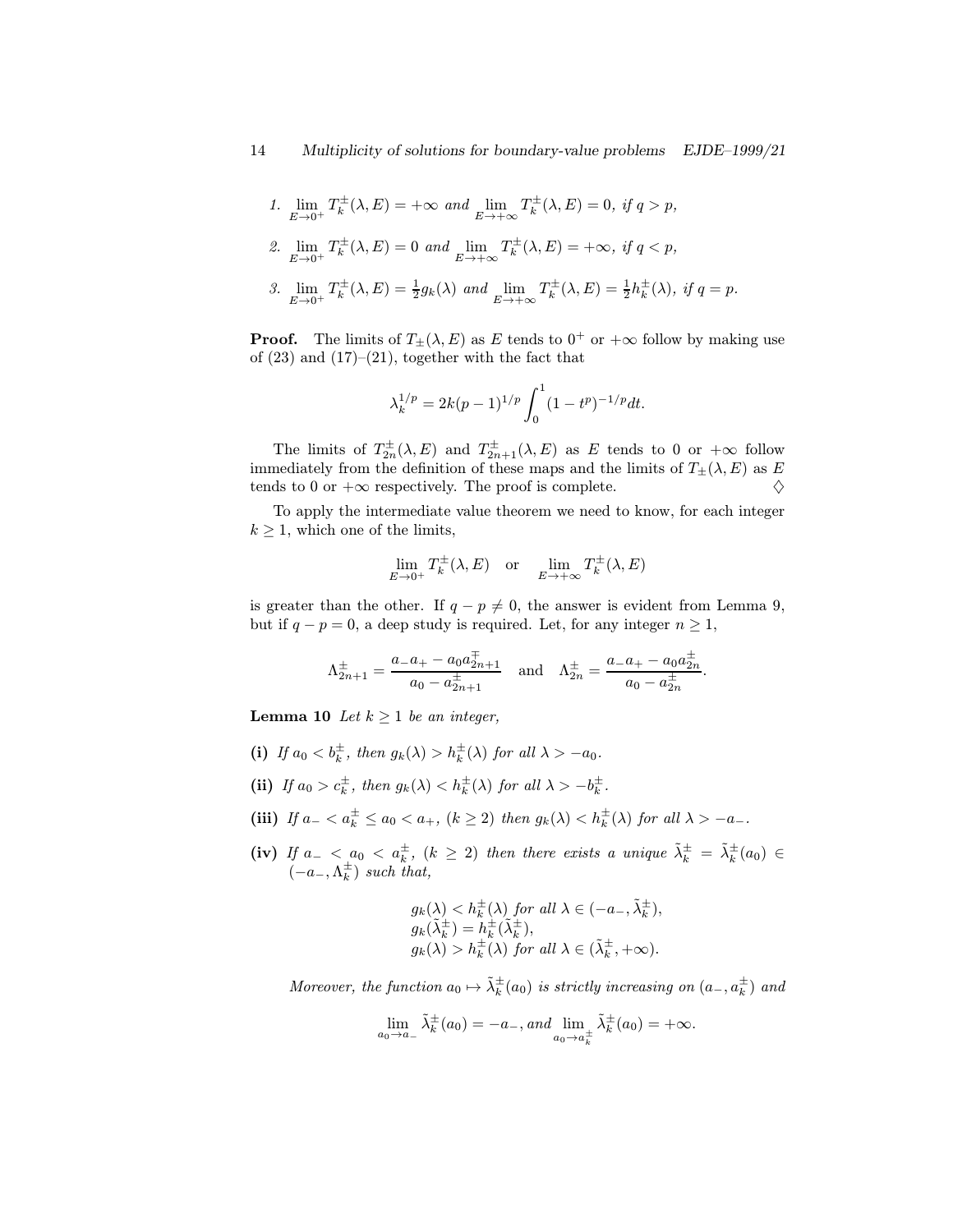1. $\lim_{E\to 0^+} T_k^{\pm}(\lambda, E) = +\infty$ *and* $\lim_{E\to +\infty} T_k^{\pm}(\lambda, E) = 0$*, if* $q > p$,
2. $\lim_{E\to 0^+} T_k^{\pm}(\lambda, E) = 0$ *and* $\lim_{E\to +\infty} T_k^{\pm}(\lambda, E) = +\infty$*, if* $q < p$,
3. $\lim_{E\to 0^+} T_k^{\pm}(\lambda, E) = \frac{1}{2}g_k(\lambda)$ *and* $\lim_{E\to +\infty} T_k^{\pm}(\lambda, E) = \frac{1}{2}h_k^{\pm}(\lambda)$*, if* $q = p$.

**Proof.** The limits of $T_{\pm}(\lambda, E)$ as $E$ tends to $0^+$ or $+\infty$ follow by making use of (23) and (17)–(21), together with the fact that

$$\lambda_k^{1/p} = 2k(p-1)^{1/p}\int_0^1 (1-t^p)^{-1/p}dt.$$

The limits of $T_{2n}^{\pm}(\lambda, E)$ and $T_{2n+1}^{\pm}(\lambda, E)$ as $E$ tends to 0 or $+\infty$ follow immediately from the definition of these maps and the limits of $T_{\pm}(\lambda, E)$ as $E$ tends to 0 or $+\infty$ respectively. The proof is complete. $\diamondsuit$

To apply the intermediate value theorem we need to know, for each integer $k \geq 1$, which one of the limits,

$$\lim_{E\to 0^+} T_k^{\pm}(\lambda, E) \quad \text{or} \quad \lim_{E\to +\infty} T_k^{\pm}(\lambda, E)$$

is greater than the other. If $q - p \neq 0$, the answer is evident from Lemma 9, but if $q - p = 0$, a deep study is required. Let, for any integer $n \geq 1$,

$$\Lambda_{2n+1}^{\pm} = \frac{a_-a_+ - a_0 a_{2n+1}^{\mp}}{a_0 - a_{2n+1}^{\pm}} \quad \text{and} \quad \Lambda_{2n}^{\pm} = \frac{a_-a_+ - a_0 a_{2n}^{\pm}}{a_0 - a_{2n}^{\pm}}.$$

**Lemma 10** *Let* $k \geq 1$ *be an integer,*

**(i)** *If* $a_0 < b_k^{\pm}$*, then* $g_k(\lambda) > h_k^{\pm}(\lambda)$ *for all* $\lambda > -a_0$.

**(ii)** *If* $a_0 > c_k^{\pm}$*, then* $g_k(\lambda) < h_k^{\pm}(\lambda)$ *for all* $\lambda > -b_k^{\pm}$.

**(iii)** *If* $a_- < a_k^{\pm} \leq a_0 < a_+$*,* $(k \geq 2)$ *then* $g_k(\lambda) < h_k^{\pm}(\lambda)$ *for all* $\lambda > -a_-$.

**(iv)** *If* $a_- < a_0 < a_k^{\pm}$*,* $(k \geq 2)$ *then there exists a unique* $\tilde{\lambda}_k^{\pm} = \tilde{\lambda}_k^{\pm}(a_0) \in (-a_-, \Lambda_k^{\pm})$ *such that,*

$$\begin{aligned}
&g_k(\lambda) < h_k^{\pm}(\lambda) \text{ for all } \lambda \in (-a_-, \tilde{\lambda}_k^{\pm}),\\
&g_k(\tilde{\lambda}_k^{\pm}) = h_k^{\pm}(\tilde{\lambda}_k^{\pm}),\\
&g_k(\lambda) > h_k^{\pm}(\lambda) \text{ for all } \lambda \in (\tilde{\lambda}_k^{\pm}, +\infty).
\end{aligned}$$

*Moreover, the function* $a_0 \mapsto \tilde{\lambda}_k^{\pm}(a_0)$ *is strictly increasing on* $(a_-, a_k^{\pm})$ *and*

$$\lim_{a_0\to a_-} \tilde{\lambda}_k^{\pm}(a_0) = -a_-, \textit{and} \lim_{a_0\to a_k^{\pm}} \tilde{\lambda}_k^{\pm}(a_0) = +\infty.$$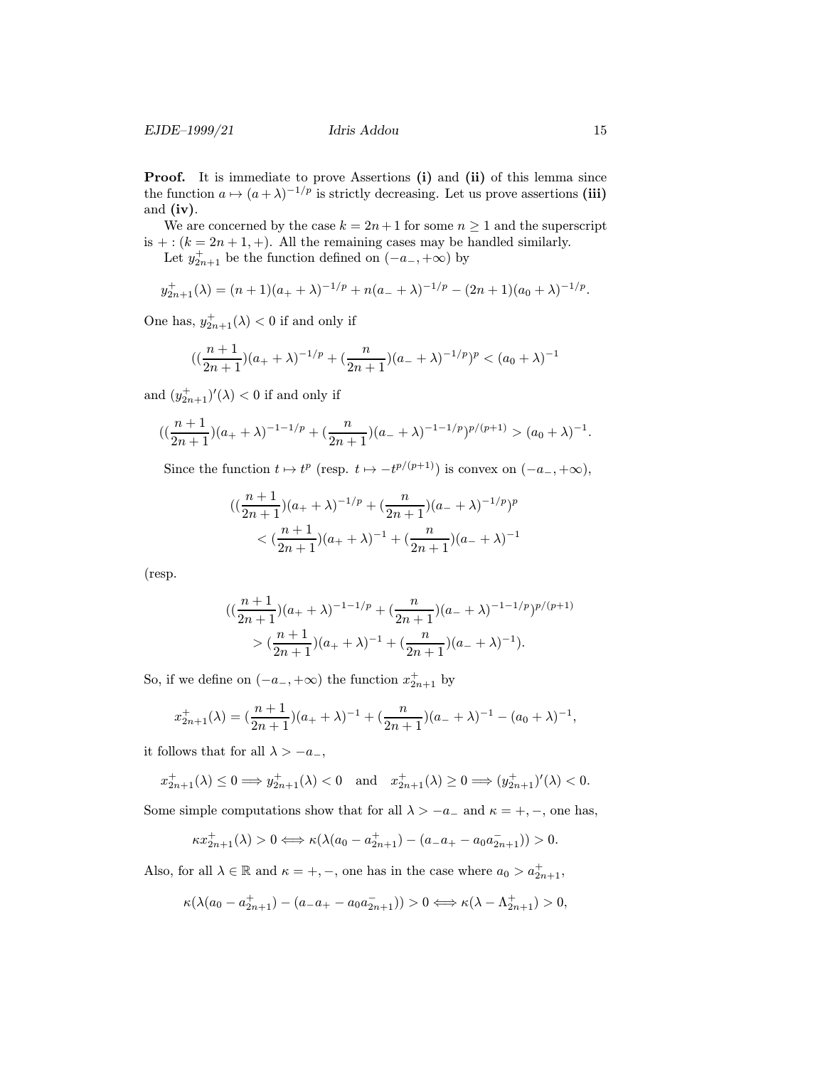**Proof.** It is immediate to prove Assertions **(i)** and **(ii)** of this lemma since the function $a \mapsto (a+\lambda)^{-1/p}$ is strictly decreasing. Let us prove assertions **(iii)** and **(iv)**.

We are concerned by the case $k = 2n+1$ for some $n \geq 1$ and the superscript is $+ : (k = 2n+1, +)$. All the remaining cases may be handled similarly.

Let $y^+_{2n+1}$ be the function defined on $(-a_-, +\infty)$ by

$$y^+_{2n+1}(\lambda) = (n+1)(a_+ + \lambda)^{-1/p} + n(a_- + \lambda)^{-1/p} - (2n+1)(a_0 + \lambda)^{-1/p}.$$

One has, $y^+_{2n+1}(\lambda) < 0$ if and only if

$$((\frac{n+1}{2n+1})(a_+ + \lambda)^{-1/p} + (\frac{n}{2n+1})(a_- + \lambda)^{-1/p})^p < (a_0 + \lambda)^{-1}$$

and $(y^+_{2n+1})'(\lambda) < 0$ if and only if

$$((\frac{n+1}{2n+1})(a_+ + \lambda)^{-1-1/p} + (\frac{n}{2n+1})(a_- + \lambda)^{-1-1/p})^{p/(p+1)} > (a_0 + \lambda)^{-1}.$$

Since the function $t \mapsto t^p$ (resp. $t \mapsto -t^{p/(p+1)}$) is convex on $(-a_-, +\infty)$,

$$\begin{aligned}
&((\frac{n+1}{2n+1})(a_+ + \lambda)^{-1/p} + (\frac{n}{2n+1})(a_- + \lambda)^{-1/p})^p \\
&\quad < (\frac{n+1}{2n+1})(a_+ + \lambda)^{-1} + (\frac{n}{2n+1})(a_- + \lambda)^{-1}
\end{aligned}$$

(resp.

$$\begin{aligned}
&((\frac{n+1}{2n+1})(a_+ + \lambda)^{-1-1/p} + (\frac{n}{2n+1})(a_- + \lambda)^{-1-1/p})^{p/(p+1)} \\
&\quad > (\frac{n+1}{2n+1})(a_+ + \lambda)^{-1} + (\frac{n}{2n+1})(a_- + \lambda)^{-1}).
\end{aligned}$$

So, if we define on $(-a_-, +\infty)$ the function $x^+_{2n+1}$ by

$$x^+_{2n+1}(\lambda) = (\frac{n+1}{2n+1})(a_+ + \lambda)^{-1} + (\frac{n}{2n+1})(a_- + \lambda)^{-1} - (a_0 + \lambda)^{-1},$$

it follows that for all $\lambda > -a_-$,

$$x^+_{2n+1}(\lambda) \leq 0 \Longrightarrow y^+_{2n+1}(\lambda) < 0 \quad \text{and} \quad x^+_{2n+1}(\lambda) \geq 0 \Longrightarrow (y^+_{2n+1})'(\lambda) < 0.$$

Some simple computations show that for all $\lambda > -a_-$ and $\kappa = +, -$, one has,

$$\kappa x^+_{2n+1}(\lambda) > 0 \Longleftrightarrow \kappa(\lambda(a_0 - a^+_{2n+1}) - (a_- a_+ - a_0 a^-_{2n+1})) > 0.$$

Also, for all $\lambda \in \mathbb{R}$ and $\kappa = +, -$, one has in the case where $a_0 > a^+_{2n+1}$,

$$\kappa(\lambda(a_0 - a^+_{2n+1}) - (a_- a_+ - a_0 a^-_{2n+1})) > 0 \Longleftrightarrow \kappa(\lambda - \Lambda^+_{2n+1}) > 0,$$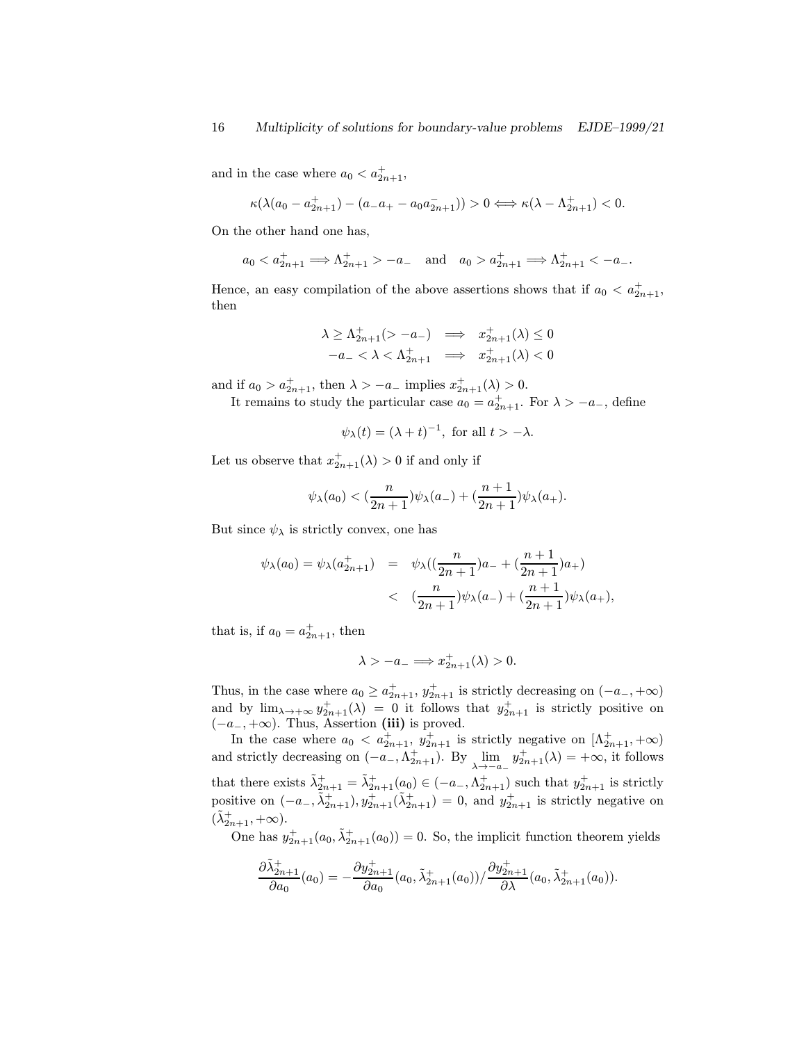and in the case where $a_0 < a^+_{2n+1}$,

$$\kappa(\lambda(a_0 - a^+_{2n+1}) - (a_- a_+ - a_0 a^-_{2n+1})) > 0 \Longleftrightarrow \kappa(\lambda - \Lambda^+_{2n+1}) < 0.$$

On the other hand one has,

$$a_0 < a^+_{2n+1} \Longrightarrow \Lambda^+_{2n+1} > -a_- \quad \text{and} \quad a_0 > a^+_{2n+1} \Longrightarrow \Lambda^+_{2n+1} < -a_-.$$

Hence, an easy compilation of the above assertions shows that if $a_0 < a^+_{2n+1}$, then

$$\begin{aligned} \lambda \geq \Lambda^+_{2n+1}(> -a_-) &\implies x^+_{2n+1}(\lambda) \leq 0 \\ -a_- < \lambda < \Lambda^+_{2n+1} &\implies x^+_{2n+1}(\lambda) < 0 \end{aligned}$$

and if $a_0 > a^+_{2n+1}$, then $\lambda > -a_-$ implies $x^+_{2n+1}(\lambda) > 0$.

It remains to study the particular case $a_0 = a^+_{2n+1}$. For $\lambda > -a_-$, define

$$\psi_\lambda(t) = (\lambda + t)^{-1}, \text{ for all } t > -\lambda.$$

Let us observe that $x^+_{2n+1}(\lambda) > 0$ if and only if

$$\psi_\lambda(a_0) < (\frac{n}{2n+1})\psi_\lambda(a_-) + (\frac{n+1}{2n+1})\psi_\lambda(a_+).$$

But since $\psi_\lambda$ is strictly convex, one has

$$\begin{aligned} \psi_\lambda(a_0) = \psi_\lambda(a^+_{2n+1}) &= \psi_\lambda((\frac{n}{2n+1})a_- + (\frac{n+1}{2n+1})a_+) \\ &< (\frac{n}{2n+1})\psi_\lambda(a_-) + (\frac{n+1}{2n+1})\psi_\lambda(a_+), \end{aligned}$$

that is, if $a_0 = a^+_{2n+1}$, then

$$\lambda > -a_- \Longrightarrow x^+_{2n+1}(\lambda) > 0.$$

Thus, in the case where $a_0 \geq a^+_{2n+1}$, $y^+_{2n+1}$ is strictly decreasing on $(-a_-, +\infty)$ and by $\lim_{\lambda \to +\infty} y^+_{2n+1}(\lambda) = 0$ it follows that $y^+_{2n+1}$ is strictly positive on $(-a_-, +\infty)$. Thus, Assertion **(iii)** is proved.

In the case where $a_0 < a^+_{2n+1}$, $y^+_{2n+1}$ is strictly negative on $[\Lambda^+_{2n+1}, +\infty)$ and strictly decreasing on $(-a_-, \Lambda^+_{2n+1})$. By $\lim_{\lambda \to -a_-} y^+_{2n+1}(\lambda) = +\infty$, it follows that there exists $\tilde{\lambda}^+_{2n+1} = \tilde{\lambda}^+_{2n+1}(a_0) \in (-a_-, \Lambda^+_{2n+1})$ such that $y^+_{2n+1}$ is strictly positive on $(-a_-, \tilde{\lambda}^+_{2n+1})$, $y^+_{2n+1}(\tilde{\lambda}^+_{2n+1}) = 0$, and $y^+_{2n+1}$ is strictly negative on $(\tilde{\lambda}^+_{2n+1}, +\infty)$.

One has $y^+_{2n+1}(a_0, \tilde{\lambda}^+_{2n+1}(a_0)) = 0$. So, the implicit function theorem yields

$$\frac{\partial \tilde{\lambda}^+_{2n+1}}{\partial a_0}(a_0) = -\frac{\partial y^+_{2n+1}}{\partial a_0}(a_0, \tilde{\lambda}^+_{2n+1}(a_0)) / \frac{\partial y^+_{2n+1}}{\partial \lambda}(a_0, \tilde{\lambda}^+_{2n+1}(a_0)).$$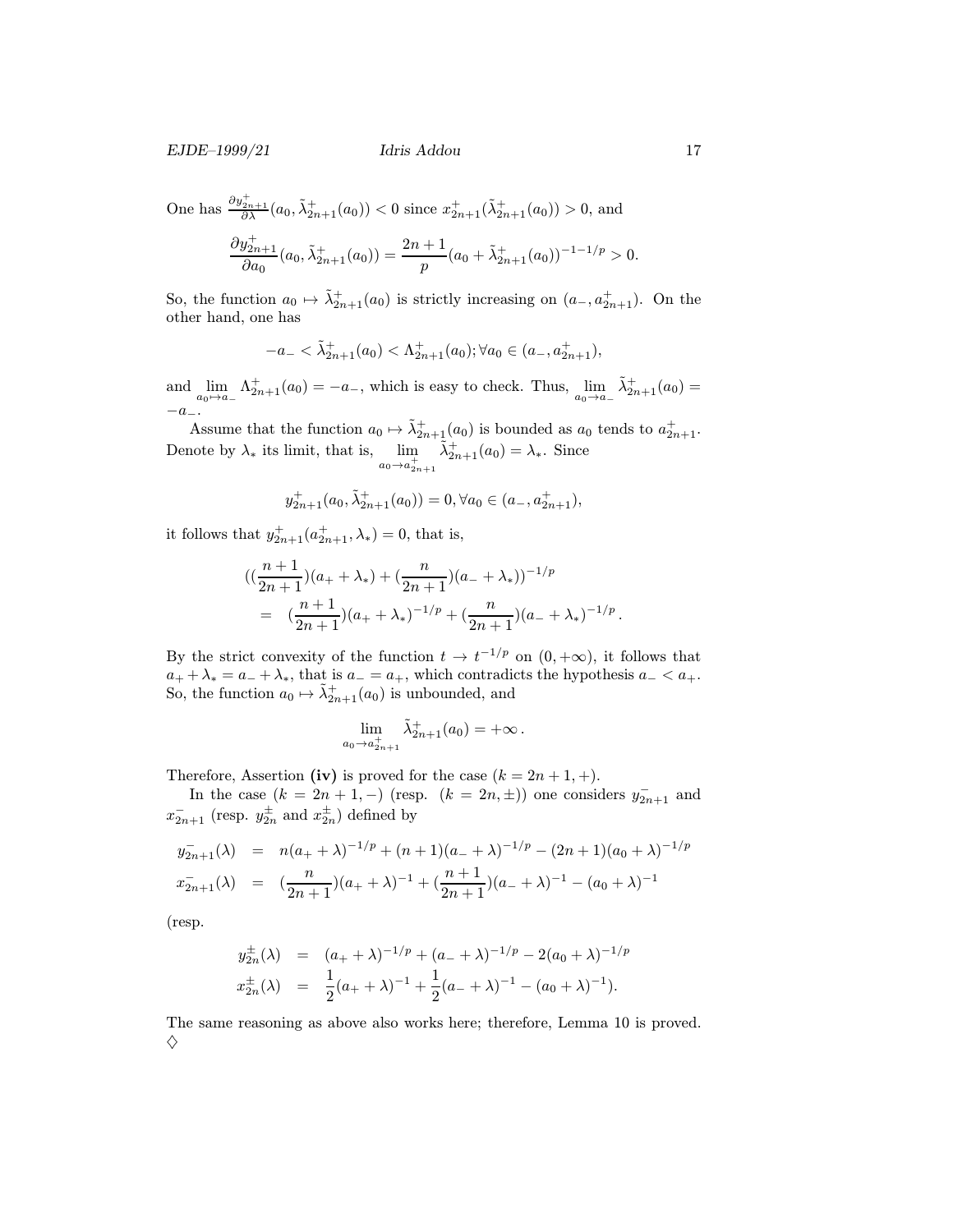One has $\frac{\partial y^+_{2n+1}}{\partial \lambda}(a_0, \tilde{\lambda}^+_{2n+1}(a_0)) < 0$ since $x^+_{2n+1}(\tilde{\lambda}^+_{2n+1}(a_0)) > 0$, and

$$\frac{\partial y^+_{2n+1}}{\partial a_0}(a_0, \tilde{\lambda}^+_{2n+1}(a_0)) = \frac{2n+1}{p}(a_0 + \tilde{\lambda}^+_{2n+1}(a_0))^{-1-1/p} > 0.$$

So, the function $a_0 \mapsto \tilde{\lambda}^+_{2n+1}(a_0)$ is strictly increasing on $(a_-, a^+_{2n+1})$. On the other hand, one has

$$-a_- < \tilde{\lambda}^+_{2n+1}(a_0) < \Lambda^+_{2n+1}(a_0); \forall a_0 \in (a_-, a^+_{2n+1}),$$

and $\lim_{a_0 \mapsto a_-} \Lambda^+_{2n+1}(a_0) = -a_-$, which is easy to check. Thus, $\lim_{a_0 \to a_-} \tilde{\lambda}^+_{2n+1}(a_0) = -a_-$.

Assume that the function $a_0 \mapsto \tilde{\lambda}^+_{2n+1}(a_0)$ is bounded as $a_0$ tends to $a^+_{2n+1}$. Denote by $\lambda_*$ its limit, that is, $\lim_{a_0 \to a^+_{2n+1}} \tilde{\lambda}^+_{2n+1}(a_0) = \lambda_*$. Since

$$y^+_{2n+1}(a_0, \tilde{\lambda}^+_{2n+1}(a_0)) = 0, \forall a_0 \in (a_-, a^+_{2n+1}),$$

it follows that $y^+_{2n+1}(a^+_{2n+1}, \lambda_*) = 0$, that is,

$$\begin{aligned}
&((\frac{n+1}{2n+1})(a_+ + \lambda_*) + (\frac{n}{2n+1})(a_- + \lambda_*))^{-1/p} \\
&\quad = \quad (\frac{n+1}{2n+1})(a_+ + \lambda_*)^{-1/p} + (\frac{n}{2n+1})(a_- + \lambda_*)^{-1/p}.
\end{aligned}$$

By the strict convexity of the function $t \to t^{-1/p}$ on $(0, +\infty)$, it follows that $a_+ + \lambda_* = a_- + \lambda_*$, that is $a_- = a_+$, which contradicts the hypothesis $a_- < a_+$. So, the function $a_0 \mapsto \tilde{\lambda}^+_{2n+1}(a_0)$ is unbounded, and

$$\lim_{a_0 \to a^+_{2n+1}} \tilde{\lambda}^+_{2n+1}(a_0) = +\infty.$$

Therefore, Assertion **(iv)** is proved for the case $(k = 2n+1, +)$.

In the case $(k = 2n+1, -)$ (resp. $(k = 2n, \pm)$) one considers $y^-_{2n+1}$ and $x^-_{2n+1}$ (resp. $y^\pm_{2n}$ and $x^\pm_{2n}$) defined by

$$\begin{aligned}
y^-_{2n+1}(\lambda) &= n(a_+ + \lambda)^{-1/p} + (n+1)(a_- + \lambda)^{-1/p} - (2n+1)(a_0 + \lambda)^{-1/p} \\
x^-_{2n+1}(\lambda) &= (\frac{n}{2n+1})(a_+ + \lambda)^{-1} + (\frac{n+1}{2n+1})(a_- + \lambda)^{-1} - (a_0 + \lambda)^{-1}
\end{aligned}$$

(resp.

$$\begin{aligned}
y^\pm_{2n}(\lambda) &= (a_+ + \lambda)^{-1/p} + (a_- + \lambda)^{-1/p} - 2(a_0 + \lambda)^{-1/p} \\
x^\pm_{2n}(\lambda) &= \frac{1}{2}(a_+ + \lambda)^{-1} + \frac{1}{2}(a_- + \lambda)^{-1} - (a_0 + \lambda)^{-1}).
\end{aligned}$$

The same reasoning as above also works here; therefore, Lemma 10 is proved. ♢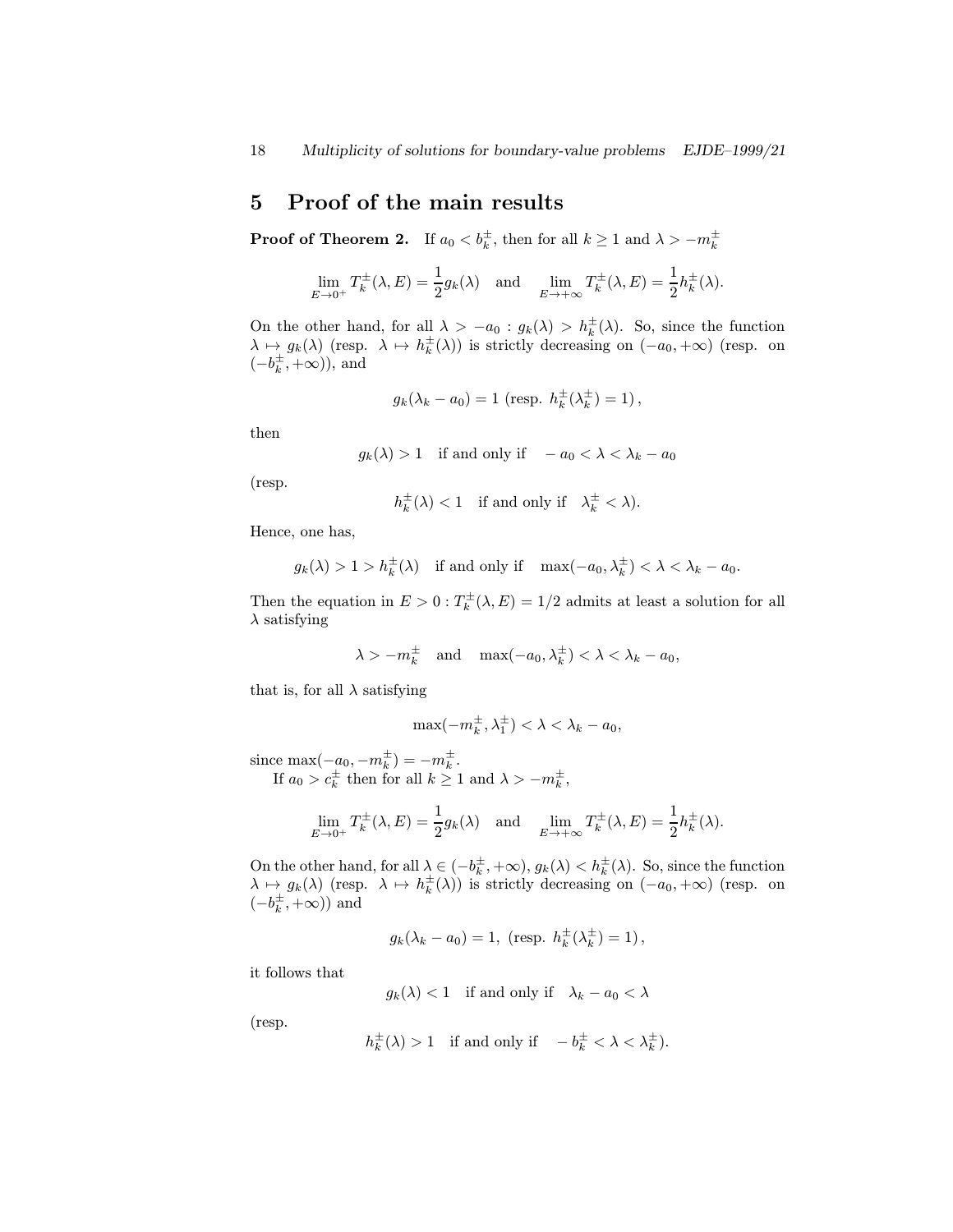## 5 Proof of the main results

**Proof of Theorem 2.** If $a_0 < b_k^{\pm}$, then for all $k \geq 1$ and $\lambda > -m_k^{\pm}$

$$\lim_{E \to 0^+} T_k^{\pm}(\lambda, E) = \frac{1}{2} g_k(\lambda) \quad \text{and} \quad \lim_{E \to +\infty} T_k^{\pm}(\lambda, E) = \frac{1}{2} h_k^{\pm}(\lambda).$$

On the other hand, for all $\lambda > -a_0 : g_k(\lambda) > h_k^{\pm}(\lambda)$. So, since the function $\lambda \mapsto g_k(\lambda)$ (resp. $\lambda \mapsto h_k^{\pm}(\lambda)$) is strictly decreasing on $(-a_0, +\infty)$ (resp. on $(-b_k^{\pm}, +\infty)$), and

$$g_k(\lambda_k - a_0) = 1 \text{ (resp. } h_k^{\pm}(\lambda_k^{\pm}) = 1),$$

then

$$g_k(\lambda) > 1 \quad \text{if and only if} \quad -a_0 < \lambda < \lambda_k - a_0$$

(resp.

$$h_k^{\pm}(\lambda) < 1 \quad \text{if and only if} \quad \lambda_k^{\pm} < \lambda).$$

Hence, one has,

$$g_k(\lambda) > 1 > h_k^{\pm}(\lambda) \quad \text{if and only if} \quad \max(-a_0, \lambda_k^{\pm}) < \lambda < \lambda_k - a_0.$$

Then the equation in $E > 0 : T_k^{\pm}(\lambda, E) = 1/2$ admits at least a solution for all $\lambda$ satisfying

$$\lambda > -m_k^{\pm} \quad \text{and} \quad \max(-a_0, \lambda_k^{\pm}) < \lambda < \lambda_k - a_0,$$

that is, for all $\lambda$ satisfying

$$\max(-m_k^{\pm}, \lambda_1^{\pm}) < \lambda < \lambda_k - a_0,$$

since $\max(-a_0, -m_k^{\pm}) = -m_k^{\pm}$.

If $a_0 > c_k^{\pm}$ then for all $k \geq 1$ and $\lambda > -m_k^{\pm}$,

$$\lim_{E \to 0^+} T_k^{\pm}(\lambda, E) = \frac{1}{2} g_k(\lambda) \quad \text{and} \quad \lim_{E \to +\infty} T_k^{\pm}(\lambda, E) = \frac{1}{2} h_k^{\pm}(\lambda).$$

On the other hand, for all $\lambda \in (-b_k^{\pm}, +\infty)$, $g_k(\lambda) < h_k^{\pm}(\lambda)$. So, since the function $\lambda \mapsto g_k(\lambda)$ (resp. $\lambda \mapsto h_k^{\pm}(\lambda)$) is strictly decreasing on $(-a_0, +\infty)$ (resp. on $(-b_k^{\pm}, +\infty)$) and

$$g_k(\lambda_k - a_0) = 1, \text{ (resp. } h_k^{\pm}(\lambda_k^{\pm}) = 1),$$

it follows that

$$g_k(\lambda) < 1 \quad \text{if and only if} \quad \lambda_k - a_0 < \lambda$$

(resp.

$$h_k^{\pm}(\lambda) > 1 \quad \text{if and only if} \quad -b_k^{\pm} < \lambda < \lambda_k^{\pm}).$$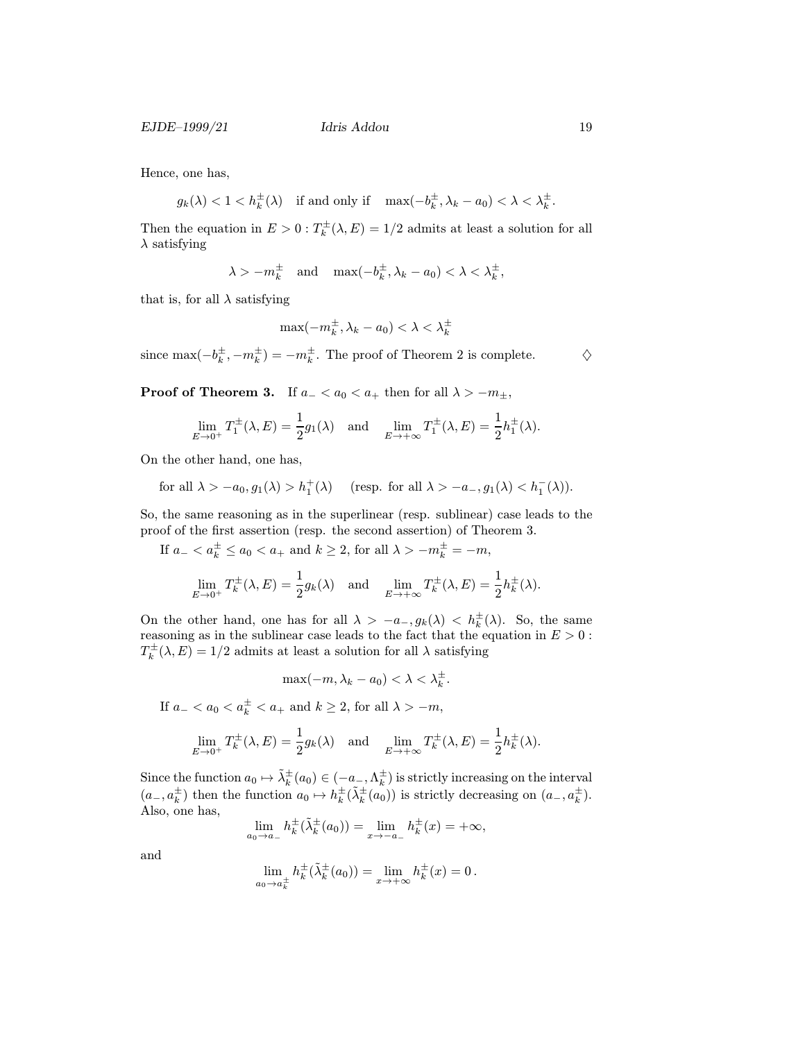Hence, one has,

$$g_k(\lambda) < 1 < h_k^{\pm}(\lambda) \quad \text{if and only if} \quad \max(-b_k^{\pm}, \lambda_k - a_0) < \lambda < \lambda_k^{\pm}.$$

Then the equation in $E > 0 : T_k^{\pm}(\lambda, E) = 1/2$ admits at least a solution for all $\lambda$ satisfying

$$\lambda > -m_k^{\pm} \quad \text{and} \quad \max(-b_k^{\pm}, \lambda_k - a_0) < \lambda < \lambda_k^{\pm},$$

that is, for all $\lambda$ satisfying

$$\max(-m_k^{\pm}, \lambda_k - a_0) < \lambda < \lambda_k^{\pm}$$

since $\max(-b_k^{\pm}, -m_k^{\pm}) = -m_k^{\pm}$. The proof of Theorem 2 is complete. ♢

**Proof of Theorem 3.** If $a_- < a_0 < a_+$ then for all $\lambda > -m_{\pm}$,

$$\lim_{E \to 0^+} T_1^{\pm}(\lambda, E) = \frac{1}{2} g_1(\lambda) \quad \text{and} \quad \lim_{E \to +\infty} T_1^{\pm}(\lambda, E) = \frac{1}{2} h_1^{\pm}(\lambda).$$

On the other hand, one has,

$$\text{for all } \lambda > -a_0, g_1(\lambda) > h_1^+(\lambda) \quad (\text{resp. for all } \lambda > -a_-, g_1(\lambda) < h_1^-(\lambda)).$$

So, the same reasoning as in the superlinear (resp. sublinear) case leads to the proof of the first assertion (resp. the second assertion) of Theorem 3.

If $a_- < a_k^{\pm} \leq a_0 < a_+$ and $k \geq 2$, for all $\lambda > -m_k^{\pm} = -m$,

$$\lim_{E \to 0^+} T_k^{\pm}(\lambda, E) = \frac{1}{2} g_k(\lambda) \quad \text{and} \quad \lim_{E \to +\infty} T_k^{\pm}(\lambda, E) = \frac{1}{2} h_k^{\pm}(\lambda).$$

On the other hand, one has for all $\lambda > -a_-, g_k(\lambda) < h_k^{\pm}(\lambda)$. So, the same reasoning as in the sublinear case leads to the fact that the equation in $E > 0$ : $T_k^{\pm}(\lambda, E) = 1/2$ admits at least a solution for all $\lambda$ satisfying

$$\max(-m, \lambda_k - a_0) < \lambda < \lambda_k^{\pm}.$$

If $a_- < a_0 < a_k^{\pm} < a_+$ and $k \geq 2$, for all $\lambda > -m$,

$$\lim_{E \to 0^+} T_k^{\pm}(\lambda, E) = \frac{1}{2} g_k(\lambda) \quad \text{and} \quad \lim_{E \to +\infty} T_k^{\pm}(\lambda, E) = \frac{1}{2} h_k^{\pm}(\lambda).$$

Since the function $a_0 \mapsto \tilde{\lambda}_k^{\pm}(a_0) \in (-a_-, \Lambda_k^{\pm})$ is strictly increasing on the interval $(a_-, a_k^{\pm})$ then the function $a_0 \mapsto h_k^{\pm}(\tilde{\lambda}_k^{\pm}(a_0))$ is strictly decreasing on $(a_-, a_k^{\pm})$. Also, one has,

$$\lim_{a_0 \to a_-} h_k^{\pm}(\tilde{\lambda}_k^{\pm}(a_0)) = \lim_{x \to -a_-} h_k^{\pm}(x) = +\infty,$$

and

$$\lim_{a_0 \to a_k^{\pm}} h_k^{\pm}(\tilde{\lambda}_k^{\pm}(a_0)) = \lim_{x \to +\infty} h_k^{\pm}(x) = 0\,.$$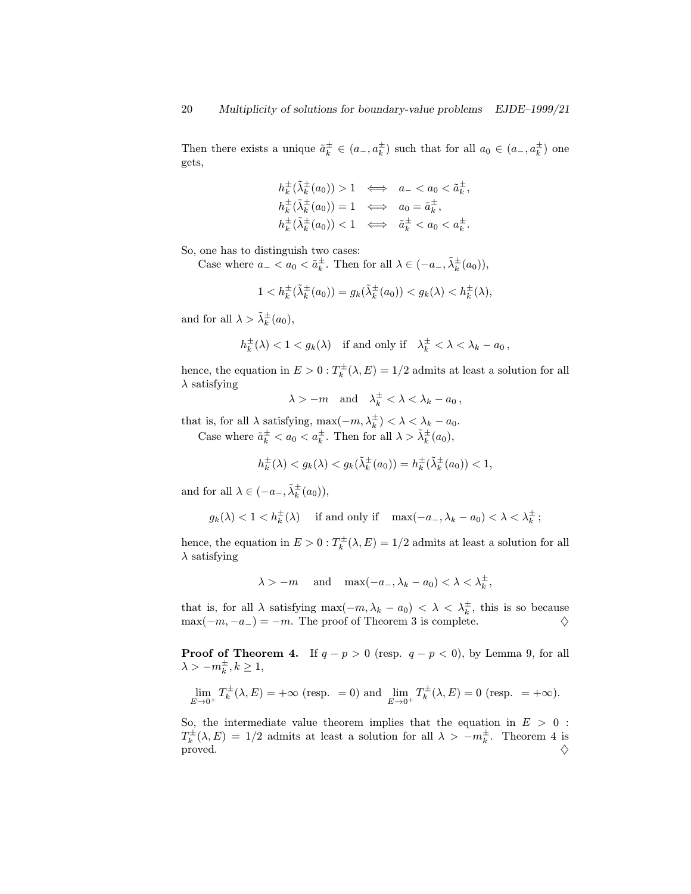Then there exists a unique $\tilde{a}_k^{\pm} \in (a_-, a_k^{\pm})$ such that for all $a_0 \in (a_-, a_k^{\pm})$ one gets,

$$
\begin{aligned}
h_k^{\pm}(\tilde{\lambda}_k^{\pm}(a_0)) > 1 &\iff a_- < a_0 < \tilde{a}_k^{\pm}, \\
h_k^{\pm}(\tilde{\lambda}_k^{\pm}(a_0)) = 1 &\iff a_0 = \tilde{a}_k^{\pm}, \\
h_k^{\pm}(\tilde{\lambda}_k^{\pm}(a_0)) < 1 &\iff \tilde{a}_k^{\pm} < a_0 < a_k^{\pm}.
\end{aligned}
$$

So, one has to distinguish two cases:

Case where $a_- < a_0 < \tilde{a}_k^{\pm}$. Then for all $\lambda \in (-a_-, \tilde{\lambda}_k^{\pm}(a_0))$,

$$
1 < h_k^{\pm}(\tilde{\lambda}_k^{\pm}(a_0)) = g_k(\tilde{\lambda}_k^{\pm}(a_0)) < g_k(\lambda) < h_k^{\pm}(\lambda),
$$

and for all $\lambda > \tilde{\lambda}_k^{\pm}(a_0)$,

$$
h_k^{\pm}(\lambda) < 1 < g_k(\lambda) \quad \text{if and only if} \quad \lambda_k^{\pm} < \lambda < \lambda_k - a_0\,,
$$

hence, the equation in $E > 0 : T_k^{\pm}(\lambda, E) = 1/2$ admits at least a solution for all $\lambda$ satisfying

$$
\lambda > -m \quad \text{and} \quad \lambda_k^{\pm} < \lambda < \lambda_k - a_0\,,
$$

that is, for all $\lambda$ satisfying, $\max(-m, \lambda_k^{\pm}) < \lambda < \lambda_k - a_0$.

Case where $\tilde{a}_k^{\pm} < a_0 < a_k^{\pm}$. Then for all $\lambda > \tilde{\lambda}_k^{\pm}(a_0)$,

$$
h_k^{\pm}(\lambda) < g_k(\lambda) < g_k(\tilde{\lambda}_k^{\pm}(a_0)) = h_k^{\pm}(\tilde{\lambda}_k^{\pm}(a_0)) < 1,
$$

and for all $\lambda \in (-a_-, \tilde{\lambda}_k^{\pm}(a_0))$,

$$
g_k(\lambda) < 1 < h_k^{\pm}(\lambda) \quad \text{if and only if} \quad \max(-a_-, \lambda_k - a_0) < \lambda < \lambda_k^{\pm}\,;
$$

hence, the equation in $E > 0 : T_k^{\pm}(\lambda, E) = 1/2$ admits at least a solution for all $\lambda$ satisfying

$$
\lambda > -m \quad \text{and} \quad \max(-a_-, \lambda_k - a_0) < \lambda < \lambda_k^{\pm},
$$

that is, for all $\lambda$ satisfying $\max(-m, \lambda_k - a_0) < \lambda < \lambda_k^{\pm}$, this is so because $\max(-m, -a_-) = -m$. The proof of Theorem 3 is complete. $\diamondsuit$

**Proof of Theorem 4.** If $q - p > 0$ (resp. $q - p < 0$), by Lemma 9, for all $\lambda > -m_k^{\pm}, k \geq 1$,

$$
\lim_{E \to 0^+} T_k^{\pm}(\lambda, E) = +\infty \text{ (resp. } = 0) \text{ and } \lim_{E \to 0^+} T_k^{\pm}(\lambda, E) = 0 \text{ (resp. } = +\infty).
$$

So, the intermediate value theorem implies that the equation in $E > 0$ : $T_k^{\pm}(\lambda, E) = 1/2$ admits at least a solution for all $\lambda > -m_k^{\pm}$. Theorem 4 is proved. $\diamondsuit$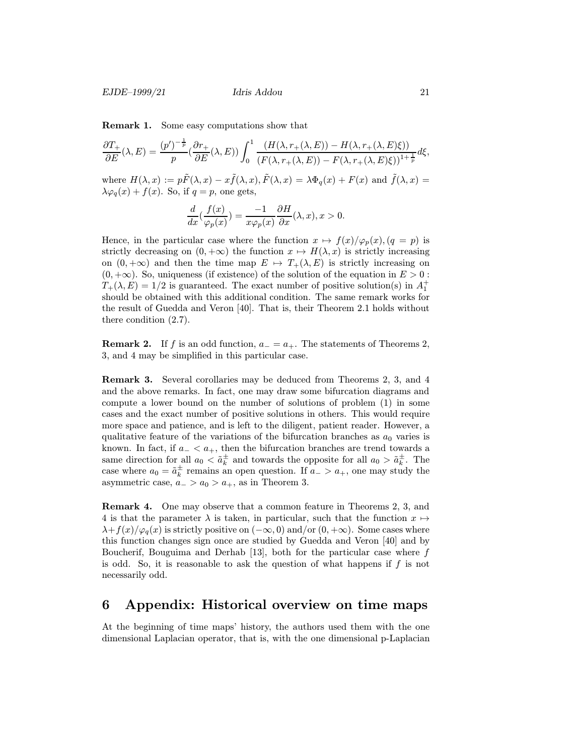**Remark 1.** Some easy computations show that

$$\frac{\partial T_+}{\partial E}(\lambda, E) = \frac{(p')^{-\frac{1}{p}}}{p}(\frac{\partial r_+}{\partial E}(\lambda, E)) \int_0^1 \frac{(H(\lambda, r_+(\lambda, E)) - H(\lambda, r_+(\lambda, E)\xi))}{(F(\lambda, r_+(\lambda, E)) - F(\lambda, r_+(\lambda, E)\xi))^{1+\frac{1}{p}}} d\xi,$$

where $H(\lambda, x) := p\tilde{F}(\lambda, x) - x\tilde{f}(\lambda, x), \tilde{F}(\lambda, x) = \lambda\Phi_q(x) + F(x)$ and $\tilde{f}(\lambda, x) = \lambda\varphi_q(x) + f(x)$. So, if $q = p$, one gets,

$$\frac{d}{dx}(\frac{f(x)}{\varphi_p(x)}) = \frac{-1}{x\varphi_p(x)} \frac{\partial H}{\partial x}(\lambda, x), x > 0.$$

Hence, in the particular case where the function $x \mapsto f(x)/\varphi_p(x), (q = p)$ is strictly decreasing on $(0, +\infty)$ the function $x \mapsto H(\lambda, x)$ is strictly increasing on $(0, +\infty)$ and then the time map $E \mapsto T_+(\lambda, E)$ is strictly increasing on $(0, +\infty)$. So, uniqueness (if existence) of the solution of the equation in $E > 0$ : $T_+(\lambda, E) = 1/2$ is guaranteed. The exact number of positive solution(s) in $A_1^+$ should be obtained with this additional condition. The same remark works for the result of Guedda and Veron [40]. That is, their Theorem 2.1 holds without there condition (2.7).

**Remark 2.** If $f$ is an odd function, $a_- = a_+$. The statements of Theorems 2, 3, and 4 may be simplified in this particular case.

**Remark 3.** Several corollaries may be deduced from Theorems 2, 3, and 4 and the above remarks. In fact, one may draw some bifurcation diagrams and compute a lower bound on the number of solutions of problem (1) in some cases and the exact number of positive solutions in others. This would require more space and patience, and is left to the diligent, patient reader. However, a qualitative feature of the variations of the bifurcation branches as $a_0$ varies is known. In fact, if $a_- < a_+$, then the bifurcation branches are trend towards a same direction for all $a_0 < \tilde{a}_k^{\pm}$ and towards the opposite for all $a_0 > \tilde{a}_k^{\pm}$. The case where $a_0 = \tilde{a}_k^{\pm}$ remains an open question. If $a_- > a_+$, one may study the asymmetric case, $a_- > a_0 > a_+$, as in Theorem 3.

**Remark 4.** One may observe that a common feature in Theorems 2, 3, and 4 is that the parameter $\lambda$ is taken, in particular, such that the function $x \mapsto \lambda + f(x)/\varphi_q(x)$ is strictly positive on $(-\infty, 0)$ and/or $(0, +\infty)$. Some cases where this function changes sign once are studied by Guedda and Veron [40] and by Boucherif, Bouguima and Derhab [13], both for the particular case where $f$ is odd. So, it is reasonable to ask the question of what happens if $f$ is not necessarily odd.

## 6 Appendix: Historical overview on time maps

At the beginning of time maps' history, the authors used them with the one dimensional Laplacian operator, that is, with the one dimensional p-Laplacian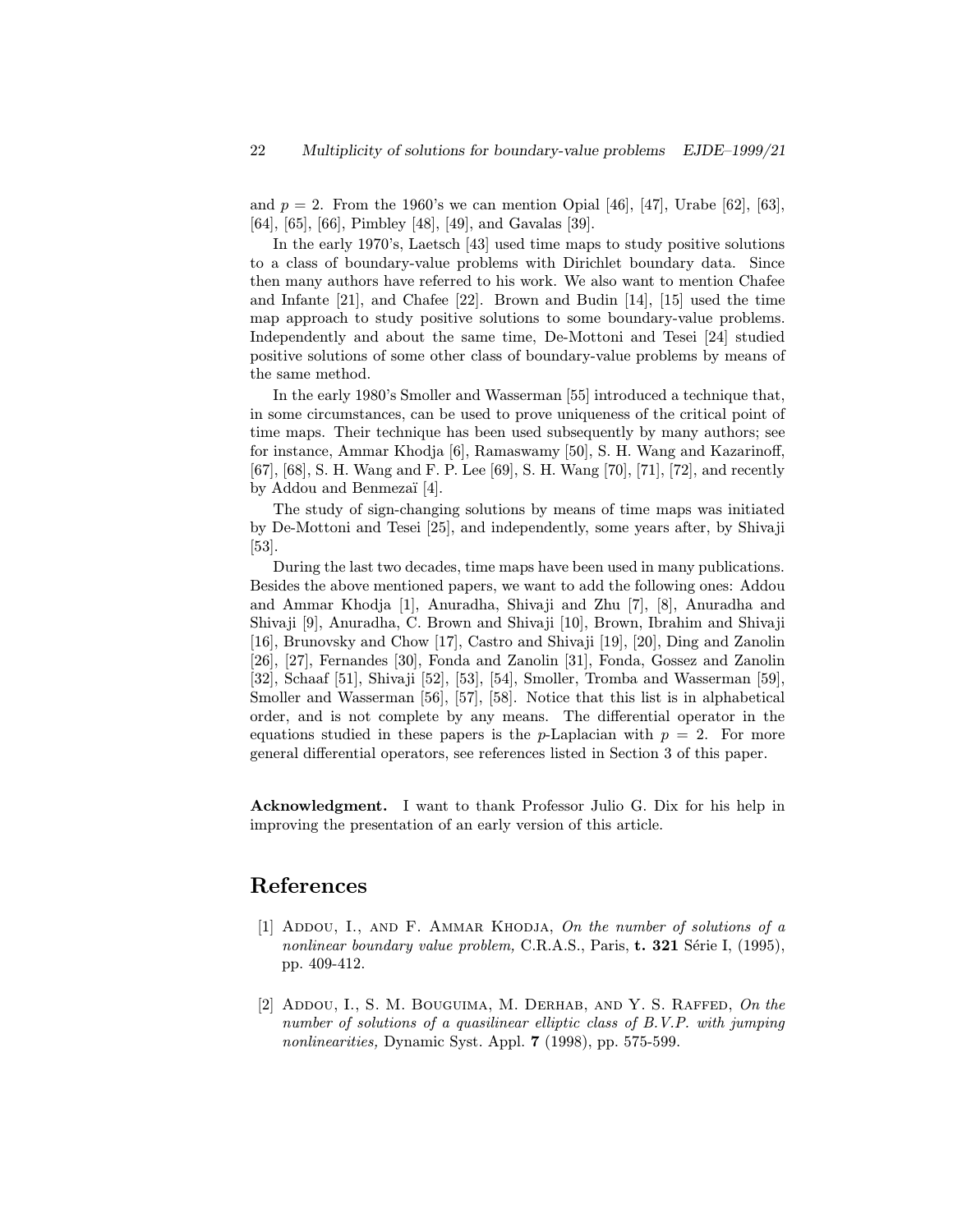and $p = 2$. From the 1960's we can mention Opial [46], [47], Urabe [62], [63], [64], [65], [66], Pimbley [48], [49], and Gavalas [39].

In the early 1970's, Laetsch [43] used time maps to study positive solutions to a class of boundary-value problems with Dirichlet boundary data. Since then many authors have referred to his work. We also want to mention Chafee and Infante [21], and Chafee [22]. Brown and Budin [14], [15] used the time map approach to study positive solutions to some boundary-value problems. Independently and about the same time, De-Mottoni and Tesei [24] studied positive solutions of some other class of boundary-value problems by means of the same method.

In the early 1980's Smoller and Wasserman [55] introduced a technique that, in some circumstances, can be used to prove uniqueness of the critical point of time maps. Their technique has been used subsequently by many authors; see for instance, Ammar Khodja [6], Ramaswamy [50], S. H. Wang and Kazarinoff, [67], [68], S. H. Wang and F. P. Lee [69], S. H. Wang [70], [71], [72], and recently by Addou and Benmezaï [4].

The study of sign-changing solutions by means of time maps was initiated by De-Mottoni and Tesei [25], and independently, some years after, by Shivaji [53].

During the last two decades, time maps have been used in many publications. Besides the above mentioned papers, we want to add the following ones: Addou and Ammar Khodja [1], Anuradha, Shivaji and Zhu [7], [8], Anuradha and Shivaji [9], Anuradha, C. Brown and Shivaji [10], Brown, Ibrahim and Shivaji [16], Brunovsky and Chow [17], Castro and Shivaji [19], [20], Ding and Zanolin [26], [27], Fernandes [30], Fonda and Zanolin [31], Fonda, Gossez and Zanolin [32], Schaaf [51], Shivaji [52], [53], [54], Smoller, Tromba and Wasserman [59], Smoller and Wasserman [56], [57], [58]. Notice that this list is in alphabetical order, and is not complete by any means. The differential operator in the equations studied in these papers is the $p$-Laplacian with $p = 2$. For more general differential operators, see references listed in Section 3 of this paper.

**Acknowledgment.** I want to thank Professor Julio G. Dix for his help in improving the presentation of an early version of this article.

# References

[1] Addou, I., and F. Ammar Khodja, *On the number of solutions of a nonlinear boundary value problem,* C.R.A.S., Paris, **t. 321** Série I, (1995), pp. 409-412.

[2] Addou, I., S. M. Bouguima, M. Derhab, and Y. S. Raffed, *On the number of solutions of a quasilinear elliptic class of B.V.P. with jumping nonlinearities,* Dynamic Syst. Appl. **7** (1998), pp. 575-599.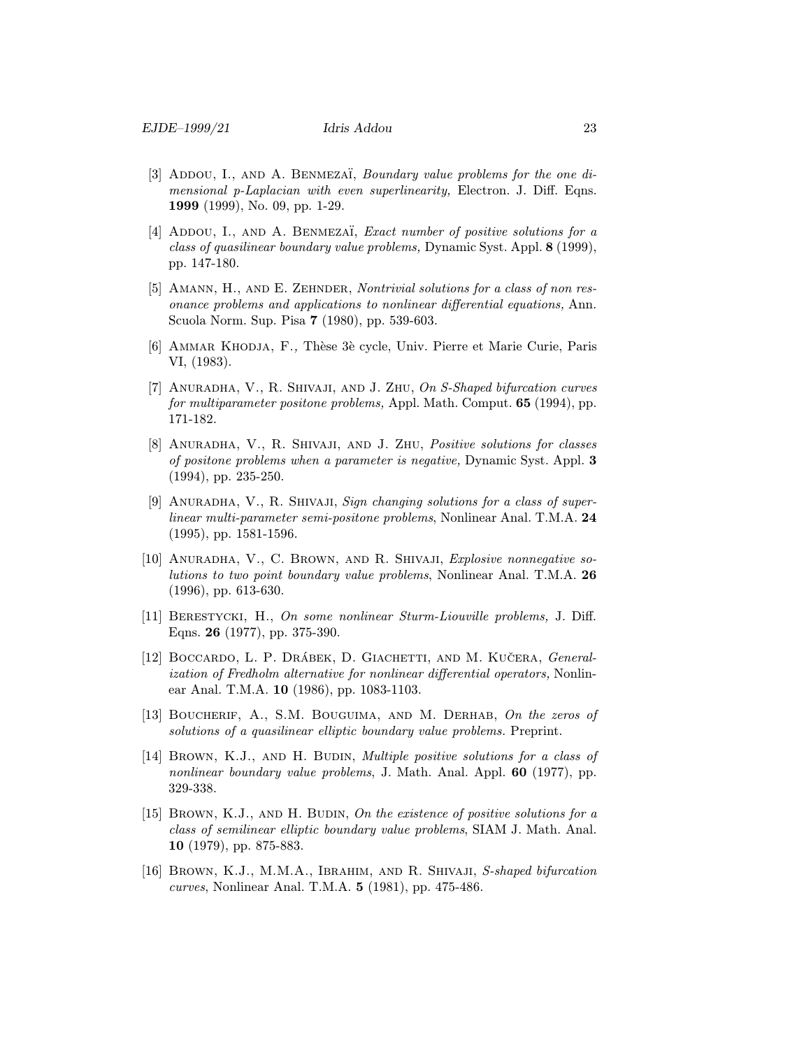[3] Addou, I., and A. Benmezaï, *Boundary value problems for the one dimensional p-Laplacian with even superlinearity,* Electron. J. Diff. Eqns. **1999** (1999), No. 09, pp. 1-29.

[4] Addou, I., and A. Benmezaï, *Exact number of positive solutions for a class of quasilinear boundary value problems,* Dynamic Syst. Appl. **8** (1999), pp. 147-180.

[5] Amann, H., and E. Zehnder, *Nontrivial solutions for a class of non resonance problems and applications to nonlinear differential equations,* Ann. Scuola Norm. Sup. Pisa **7** (1980), pp. 539-603.

[6] Ammar Khodja, F.*,* Thèse 3è cycle, Univ. Pierre et Marie Curie, Paris VI, (1983).

[7] Anuradha, V., R. Shivaji, and J. Zhu, *On S-Shaped bifurcation curves for multiparameter positone problems,* Appl. Math. Comput. **65** (1994), pp. 171-182.

[8] Anuradha, V., R. Shivaji, and J. Zhu, *Positive solutions for classes of positone problems when a parameter is negative,* Dynamic Syst. Appl. **3** (1994), pp. 235-250.

[9] Anuradha, V., R. Shivaji, *Sign changing solutions for a class of superlinear multi-parameter semi-positone problems*, Nonlinear Anal. T.M.A. **24** (1995), pp. 1581-1596.

[10] Anuradha, V., C. Brown, and R. Shivaji, *Explosive nonnegative solutions to two point boundary value problems*, Nonlinear Anal. T.M.A. **26** (1996), pp. 613-630.

[11] Berestycki, H., *On some nonlinear Sturm-Liouville problems,* J. Diff. Eqns. **26** (1977), pp. 375-390.

[12] Boccardo, L. P. Drábek, D. Giachetti, and M. Kučera, *Generalization of Fredholm alternative for nonlinear differential operators,* Nonlinear Anal. T.M.A. **10** (1986), pp. 1083-1103.

[13] Boucherif, A., S.M. Bouguima, and M. Derhab, *On the zeros of solutions of a quasilinear elliptic boundary value problems.* Preprint.

[14] Brown, K.J., and H. Budin, *Multiple positive solutions for a class of nonlinear boundary value problems*, J. Math. Anal. Appl. **60** (1977), pp. 329-338.

[15] Brown, K.J., and H. Budin, *On the existence of positive solutions for a class of semilinear elliptic boundary value problems*, SIAM J. Math. Anal. **10** (1979), pp. 875-883.

[16] Brown, K.J., M.M.A., Ibrahim, and R. Shivaji, *S-shaped bifurcation curves*, Nonlinear Anal. T.M.A. **5** (1981), pp. 475-486.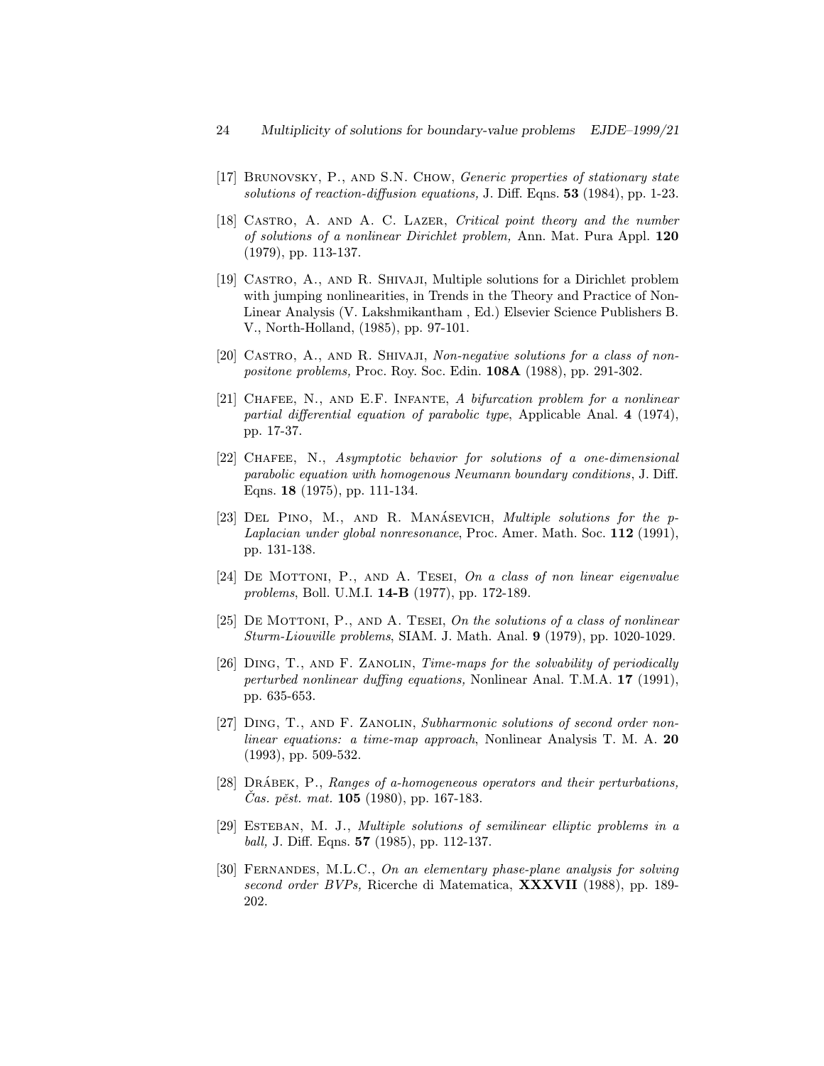[17] Brunovsky, P., and S.N. Chow, *Generic properties of stationary state solutions of reaction-diffusion equations,* J. Diff. Eqns. **53** (1984), pp. 1-23.

[18] Castro, A. and A. C. Lazer, *Critical point theory and the number of solutions of a nonlinear Dirichlet problem,* Ann. Mat. Pura Appl. **120** (1979), pp. 113-137.

[19] Castro, A., and R. Shivaji, Multiple solutions for a Dirichlet problem with jumping nonlinearities, in Trends in the Theory and Practice of Non-Linear Analysis (V. Lakshmikantham , Ed.) Elsevier Science Publishers B. V., North-Holland, (1985), pp. 97-101.

[20] Castro, A., and R. Shivaji, *Non-negative solutions for a class of non-positone problems,* Proc. Roy. Soc. Edin. **108A** (1988), pp. 291-302.

[21] Chafee, N., and E.F. Infante, *A bifurcation problem for a nonlinear partial differential equation of parabolic type*, Applicable Anal. **4** (1974), pp. 17-37.

[22] Chafee, N., *Asymptotic behavior for solutions of a one-dimensional parabolic equation with homogenous Neumann boundary conditions*, J. Diff. Eqns. **18** (1975), pp. 111-134.

[23] Del Pino, M., and R. Manásevich, *Multiple solutions for the p-Laplacian under global nonresonance*, Proc. Amer. Math. Soc. **112** (1991), pp. 131-138.

[24] De Mottoni, P., and A. Tesei, *On a class of non linear eigenvalue problems*, Boll. U.M.I. **14-B** (1977), pp. 172-189.

[25] De Mottoni, P., and A. Tesei, *On the solutions of a class of nonlinear Sturm-Liouville problems*, SIAM. J. Math. Anal. **9** (1979), pp. 1020-1029.

[26] Ding, T., and F. Zanolin, *Time-maps for the solvability of periodically perturbed nonlinear duffing equations,* Nonlinear Anal. T.M.A. **17** (1991), pp. 635-653.

[27] Ding, T., and F. Zanolin, *Subharmonic solutions of second order nonlinear equations: a time-map approach*, Nonlinear Analysis T. M. A. **20** (1993), pp. 509-532.

[28] Drábek, P., *Ranges of a-homogeneous operators and their perturbations, Čas. pěst. mat.* **105** (1980), pp. 167-183.

[29] Esteban, M. J., *Multiple solutions of semilinear elliptic problems in a ball,* J. Diff. Eqns. **57** (1985), pp. 112-137.

[30] Fernandes, M.L.C., *On an elementary phase-plane analysis for solving second order BVPs,* Ricerche di Matematica, **XXXVII** (1988), pp. 189-202.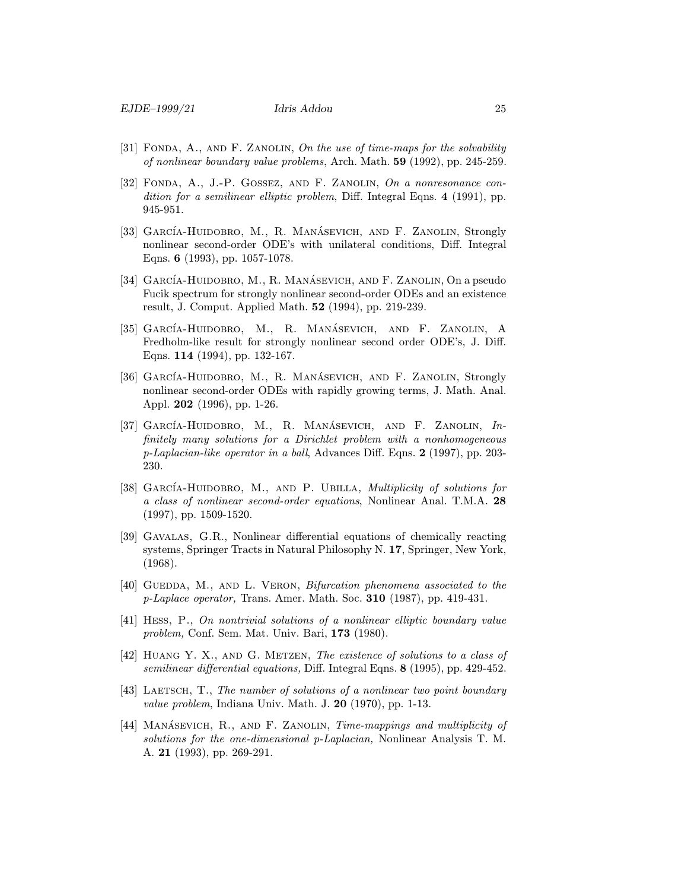[31] Fonda, A., and F. Zanolin, *On the use of time-maps for the solvability of nonlinear boundary value problems*, Arch. Math. **59** (1992), pp. 245-259.

[32] Fonda, A., J.-P. Gossez, and F. Zanolin, *On a nonresonance condition for a semilinear elliptic problem*, Diff. Integral Eqns. **4** (1991), pp. 945-951.

[33] García-Huidobro, M., R. Manásevich, and F. Zanolin, Strongly nonlinear second-order ODE's with unilateral conditions, Diff. Integral Eqns. **6** (1993), pp. 1057-1078.

[34] García-Huidobro, M., R. Manásevich, and F. Zanolin, On a pseudo Fucik spectrum for strongly nonlinear second-order ODEs and an existence result, J. Comput. Applied Math. **52** (1994), pp. 219-239.

[35] García-Huidobro, M., R. Manásevich, and F. Zanolin, A Fredholm-like result for strongly nonlinear second order ODE's, J. Diff. Eqns. **114** (1994), pp. 132-167.

[36] García-Huidobro, M., R. Manásevich, and F. Zanolin, Strongly nonlinear second-order ODEs with rapidly growing terms, J. Math. Anal. Appl. **202** (1996), pp. 1-26.

[37] García-Huidobro, M., R. Manásevich, and F. Zanolin, *Infinitely many solutions for a Dirichlet problem with a nonhomogeneous p-Laplacian-like operator in a ball*, Advances Diff. Eqns. **2** (1997), pp. 203-230.

[38] García-Huidobro, M., and P. Ubilla*, Multiplicity of solutions for a class of nonlinear second-order equations*, Nonlinear Anal. T.M.A. **28** (1997), pp. 1509-1520.

[39] Gavalas, G.R., Nonlinear differential equations of chemically reacting systems, Springer Tracts in Natural Philosophy N. **17**, Springer, New York, (1968).

[40] Guedda, M., and L. Veron, *Bifurcation phenomena associated to the p-Laplace operator,* Trans. Amer. Math. Soc. **310** (1987), pp. 419-431.

[41] Hess, P., *On nontrivial solutions of a nonlinear elliptic boundary value problem,* Conf. Sem. Mat. Univ. Bari, **173** (1980).

[42] Huang Y. X., and G. Metzen, *The existence of solutions to a class of semilinear differential equations,* Diff. Integral Eqns. **8** (1995), pp. 429-452.

[43] Laetsch, T., *The number of solutions of a nonlinear two point boundary value problem*, Indiana Univ. Math. J. **20** (1970), pp. 1-13.

[44] Manásevich, R., and F. Zanolin, *Time-mappings and multiplicity of solutions for the one-dimensional p-Laplacian,* Nonlinear Analysis T. M. A. **21** (1993), pp. 269-291.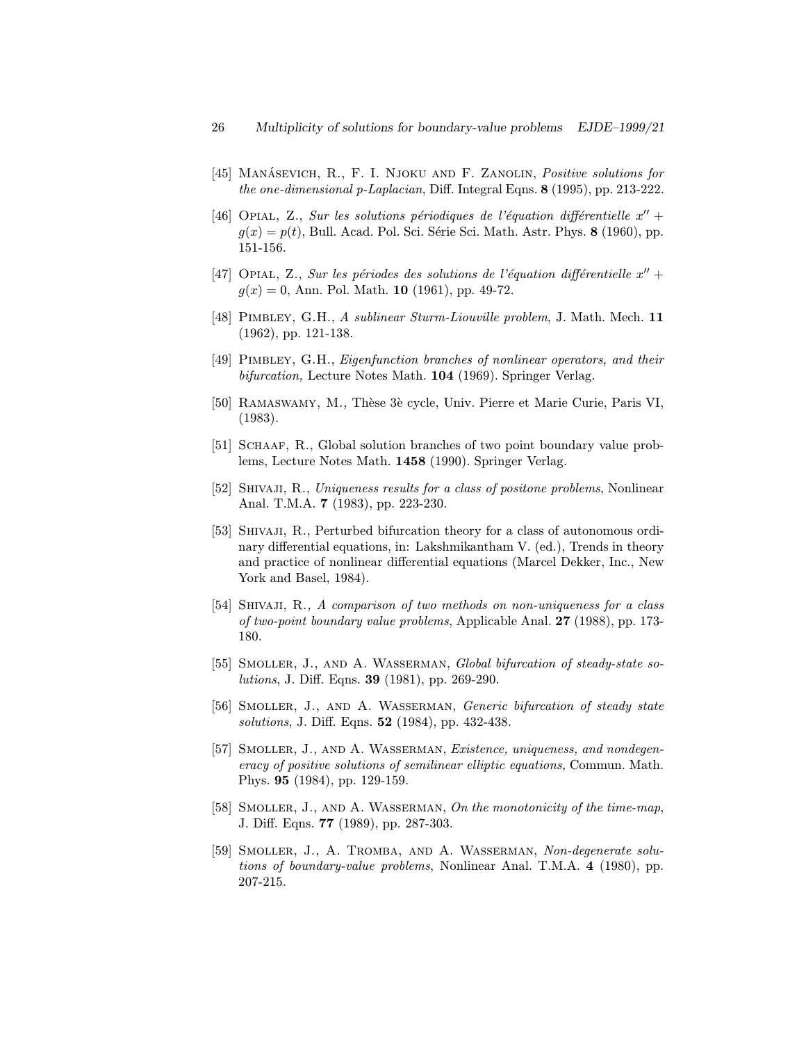[45] Manásevich, R., F. I. Njoku and F. Zanolin, *Positive solutions for the one-dimensional p-Laplacian*, Diff. Integral Eqns. **8** (1995), pp. 213-222.

[46] Opial, Z., *Sur les solutions périodiques de l'équation différentielle $x'' + g(x) = p(t)$*, Bull. Acad. Pol. Sci. Série Sci. Math. Astr. Phys. **8** (1960), pp. 151-156.

[47] Opial, Z., *Sur les périodes des solutions de l'équation différentielle $x'' + g(x) = 0$*, Ann. Pol. Math. **10** (1961), pp. 49-72.

[48] Pimbley, G.H., *A sublinear Sturm-Liouville problem*, J. Math. Mech. **11** (1962), pp. 121-138.

[49] Pimbley, G.H., *Eigenfunction branches of nonlinear operators, and their bifurcation,* Lecture Notes Math. **104** (1969). Springer Verlag.

[50] Ramaswamy, M., Thèse 3è cycle, Univ. Pierre et Marie Curie, Paris VI, (1983).

[51] Schaaf, R., Global solution branches of two point boundary value problems, Lecture Notes Math. **1458** (1990). Springer Verlag.

[52] Shivaji, R., *Uniqueness results for a class of positone problems*, Nonlinear Anal. T.M.A. **7** (1983), pp. 223-230.

[53] Shivaji, R., Perturbed bifurcation theory for a class of autonomous ordinary differential equations, in: Lakshmikantham V. (ed.), Trends in theory and practice of nonlinear differential equations (Marcel Dekker, Inc., New York and Basel, 1984).

[54] Shivaji, R., *A comparison of two methods on non-uniqueness for a class of two-point boundary value problems*, Applicable Anal. **27** (1988), pp. 173-180.

[55] Smoller, J., and A. Wasserman, *Global bifurcation of steady-state solutions*, J. Diff. Eqns. **39** (1981), pp. 269-290.

[56] Smoller, J., and A. Wasserman, *Generic bifurcation of steady state solutions*, J. Diff. Eqns. **52** (1984), pp. 432-438.

[57] Smoller, J., and A. Wasserman, *Existence, uniqueness, and nondegeneracy of positive solutions of semilinear elliptic equations,* Commun. Math. Phys. **95** (1984), pp. 129-159.

[58] Smoller, J., and A. Wasserman, *On the monotonicity of the time-map*, J. Diff. Eqns. **77** (1989), pp. 287-303.

[59] Smoller, J., A. Tromba, and A. Wasserman, *Non-degenerate solutions of boundary-value problems*, Nonlinear Anal. T.M.A. **4** (1980), pp. 207-215.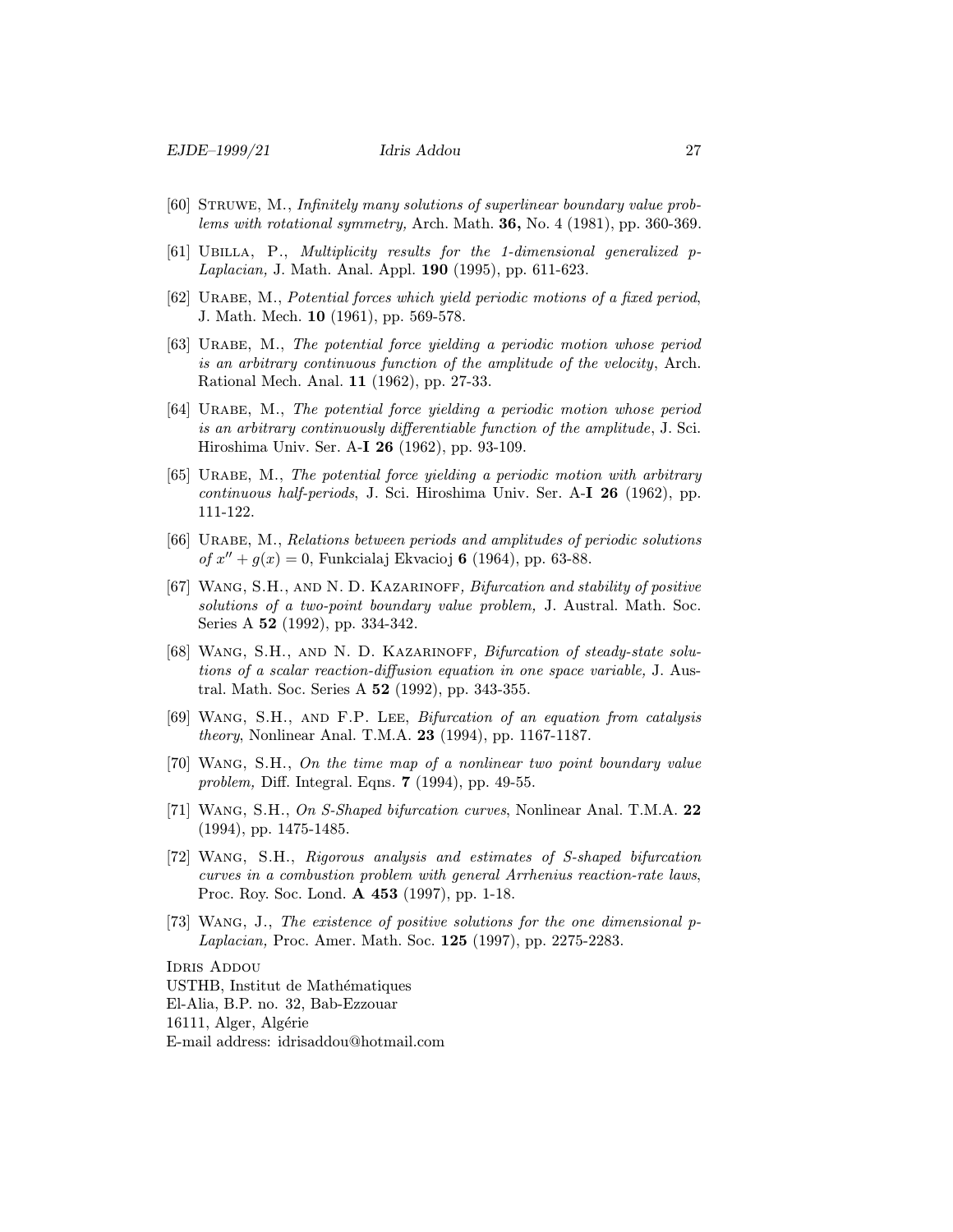[60] Struwe, M., *Infinitely many solutions of superlinear boundary value problems with rotational symmetry,* Arch. Math. **36,** No. 4 (1981), pp. 360-369.

[61] Ubilla, P., *Multiplicity results for the 1-dimensional generalized p-Laplacian,* J. Math. Anal. Appl. **190** (1995), pp. 611-623.

[62] Urabe, M., *Potential forces which yield periodic motions of a fixed period*, J. Math. Mech. **10** (1961), pp. 569-578.

[63] Urabe, M., *The potential force yielding a periodic motion whose period is an arbitrary continuous function of the amplitude of the velocity*, Arch. Rational Mech. Anal. **11** (1962), pp. 27-33.

[64] Urabe, M., *The potential force yielding a periodic motion whose period is an arbitrary continuously differentiable function of the amplitude*, J. Sci. Hiroshima Univ. Ser. A-**I 26** (1962), pp. 93-109.

[65] Urabe, M., *The potential force yielding a periodic motion with arbitrary continuous half-periods*, J. Sci. Hiroshima Univ. Ser. A-**I 26** (1962), pp. 111-122.

[66] Urabe, M., *Relations between periods and amplitudes of periodic solutions of* $x'' + g(x) = 0$, Funkcialaj Ekvacioj **6** (1964), pp. 63-88.

[67] Wang, S.H., and N. D. Kazarinoff*, Bifurcation and stability of positive solutions of a two-point boundary value problem,* J. Austral. Math. Soc. Series A **52** (1992), pp. 334-342.

[68] Wang, S.H., and N. D. Kazarinoff, *Bifurcation of steady-state solutions of a scalar reaction-diffusion equation in one space variable,* J. Austral. Math. Soc. Series A **52** (1992), pp. 343-355.

[69] Wang, S.H., and F.P. Lee, *Bifurcation of an equation from catalysis theory*, Nonlinear Anal. T.M.A. **23** (1994), pp. 1167-1187.

[70] Wang, S.H., *On the time map of a nonlinear two point boundary value problem,* Diff. Integral. Eqns. **7** (1994), pp. 49-55.

[71] Wang, S.H., *On S-Shaped bifurcation curves*, Nonlinear Anal. T.M.A. **22** (1994), pp. 1475-1485.

[72] Wang, S.H., *Rigorous analysis and estimates of S-shaped bifurcation curves in a combustion problem with general Arrhenius reaction-rate laws*, Proc. Roy. Soc. Lond. **A 453** (1997), pp. 1-18.

[73] Wang, J., *The existence of positive solutions for the one dimensional p-Laplacian,* Proc. Amer. Math. Soc. **125** (1997), pp. 2275-2283.

Idris Addou
USTHB, Institut de Mathématiques
El-Alia, B.P. no. 32, Bab-Ezzouar
16111, Alger, Algérie
E-mail address: idrisaddou@hotmail.com